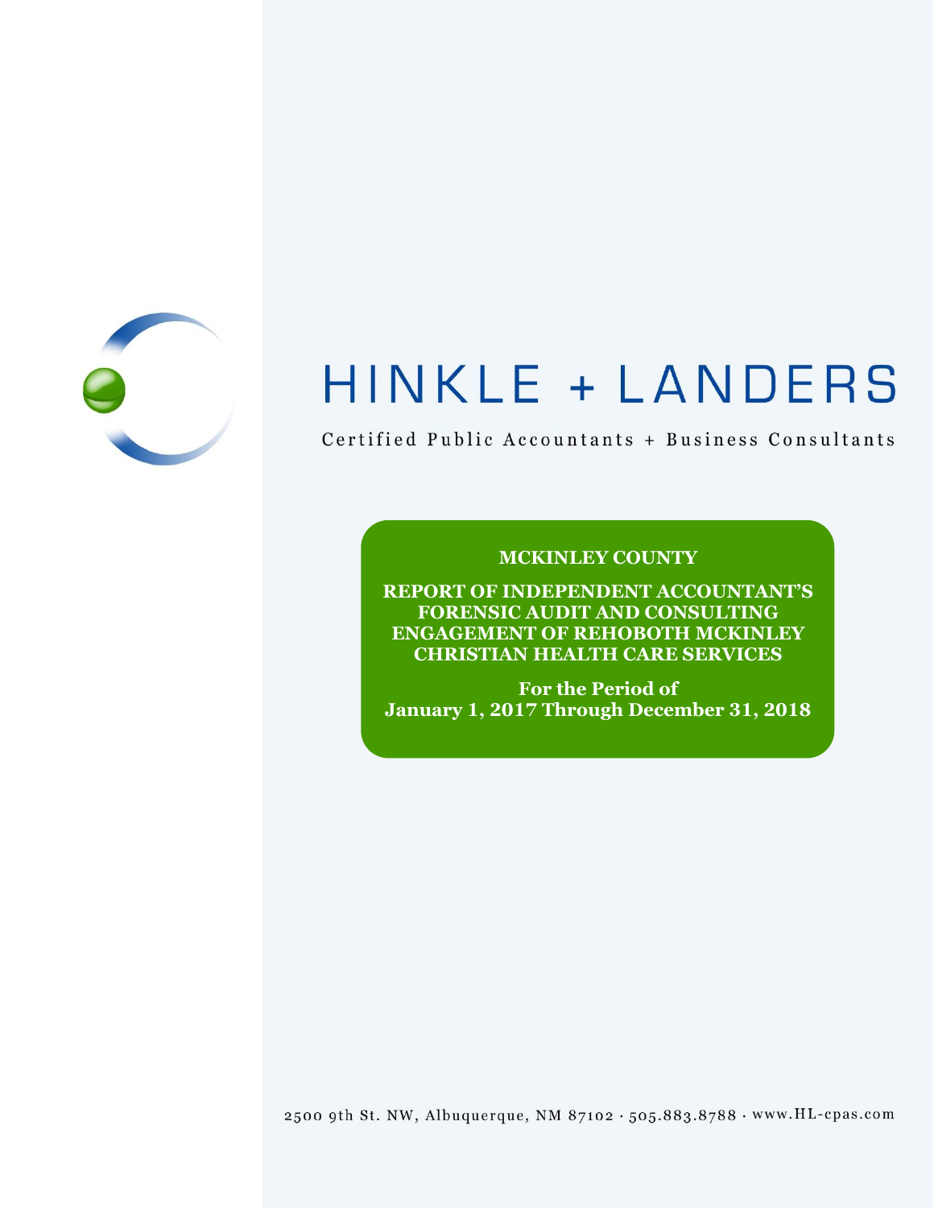# HINKLE + LANDERS

Certified Public Accountants + Business Consultants

**MCKINLEY COUNTY**

**REPORT OF INDEPENDENT ACCOUNTANT'S FORENSIC AUDIT AND CONSULTING ENGAGEMENT OF REHOBOTH MCKINLEY CHRISTIAN HEALTH CARE SERVICES**

**For the Period of January 1, 2017 Through December 31, 2018**

2500 9th St. NW, Albuquerque, NM 87102 · 505.883.8788 · www.HL-cpas.com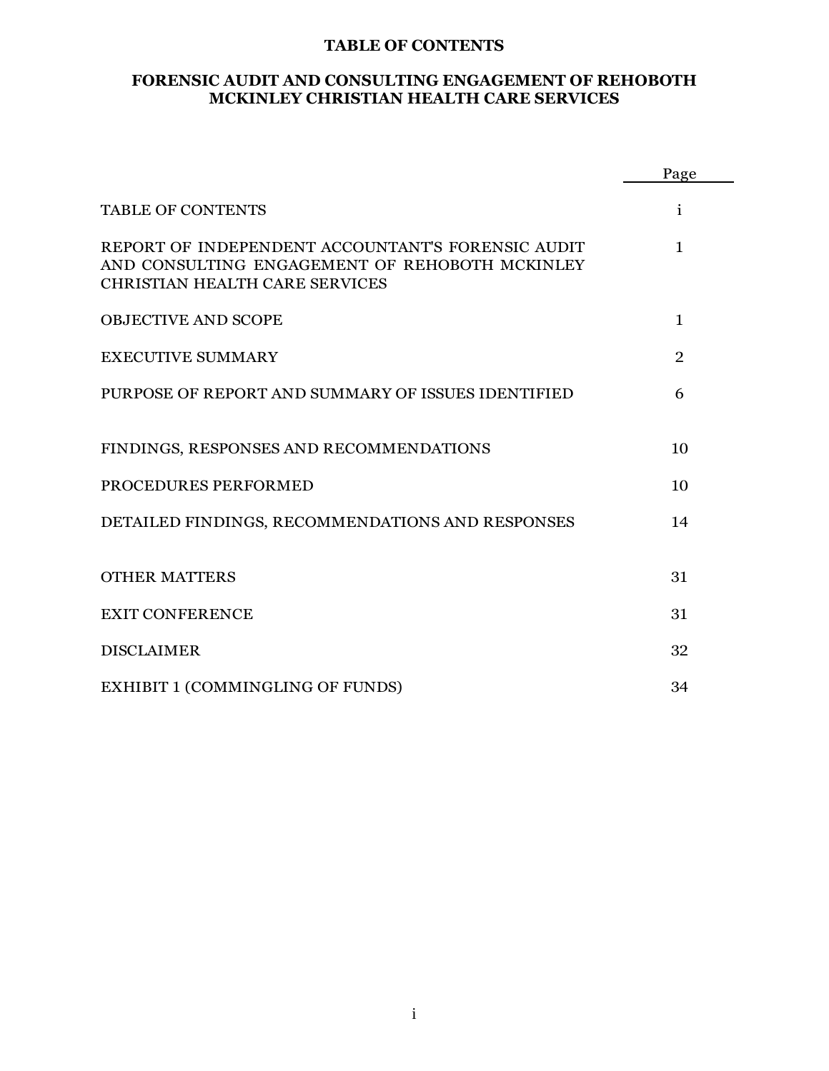# TABLE OF CONTENTS

## FORENSIC AUDIT AND CONSULTING ENGAGEMENT OF REHOBOTH MCKINLEY CHRISTIAN HEALTH CARE SERVICES

| | Page |
|---|---|
| TABLE OF CONTENTS | i |
| REPORT OF INDEPENDENT ACCOUNTANT'S FORENSIC AUDIT AND CONSULTING ENGAGEMENT OF REHOBOTH MCKINLEY CHRISTIAN HEALTH CARE SERVICES | 1 |
| OBJECTIVE AND SCOPE | 1 |
| EXECUTIVE SUMMARY | 2 |
| PURPOSE OF REPORT AND SUMMARY OF ISSUES IDENTIFIED | 6 |
| FINDINGS, RESPONSES AND RECOMMENDATIONS | 10 |
| PROCEDURES PERFORMED | 10 |
| DETAILED FINDINGS, RECOMMENDATIONS AND RESPONSES | 14 |
| OTHER MATTERS | 31 |
| EXIT CONFERENCE | 31 |
| DISCLAIMER | 32 |
| EXHIBIT 1 (COMMINGLING OF FUNDS) | 34 |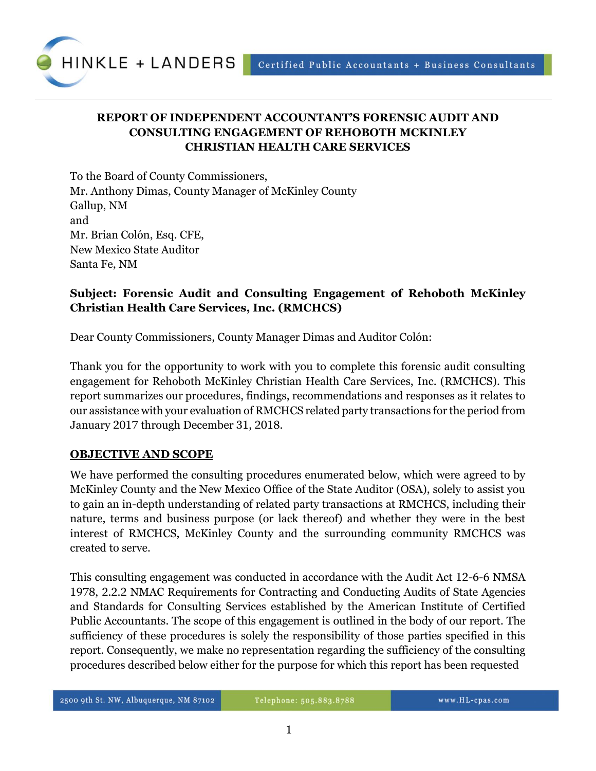**REPORT OF INDEPENDENT ACCOUNTANT'S FORENSIC AUDIT AND CONSULTING ENGAGEMENT OF REHOBOTH MCKINLEY CHRISTIAN HEALTH CARE SERVICES**

To the Board of County Commissioners,
Mr. Anthony Dimas, County Manager of McKinley County
Gallup, NM
and
Mr. Brian Colón, Esq. CFE,
New Mexico State Auditor
Santa Fe, NM

**Subject: Forensic Audit and Consulting Engagement of Rehoboth McKinley Christian Health Care Services, Inc. (RMCHCS)**

Dear County Commissioners, County Manager Dimas and Auditor Colón:

Thank you for the opportunity to work with you to complete this forensic audit consulting engagement for Rehoboth McKinley Christian Health Care Services, Inc. (RMCHCS). This report summarizes our procedures, findings, recommendations and responses as it relates to our assistance with your evaluation of RMCHCS related party transactions for the period from January 2017 through December 31, 2018.

## OBJECTIVE AND SCOPE

We have performed the consulting procedures enumerated below, which were agreed to by McKinley County and the New Mexico Office of the State Auditor (OSA), solely to assist you to gain an in-depth understanding of related party transactions at RMCHCS, including their nature, terms and business purpose (or lack thereof) and whether they were in the best interest of RMCHCS, McKinley County and the surrounding community RMCHCS was created to serve.

This consulting engagement was conducted in accordance with the Audit Act 12-6-6 NMSA 1978, 2.2.2 NMAC Requirements for Contracting and Conducting Audits of State Agencies and Standards for Consulting Services established by the American Institute of Certified Public Accountants. The scope of this engagement is outlined in the body of our report. The sufficiency of these procedures is solely the responsibility of those parties specified in this report. Consequently, we make no representation regarding the sufficiency of the consulting procedures described below either for the purpose for which this report has been requested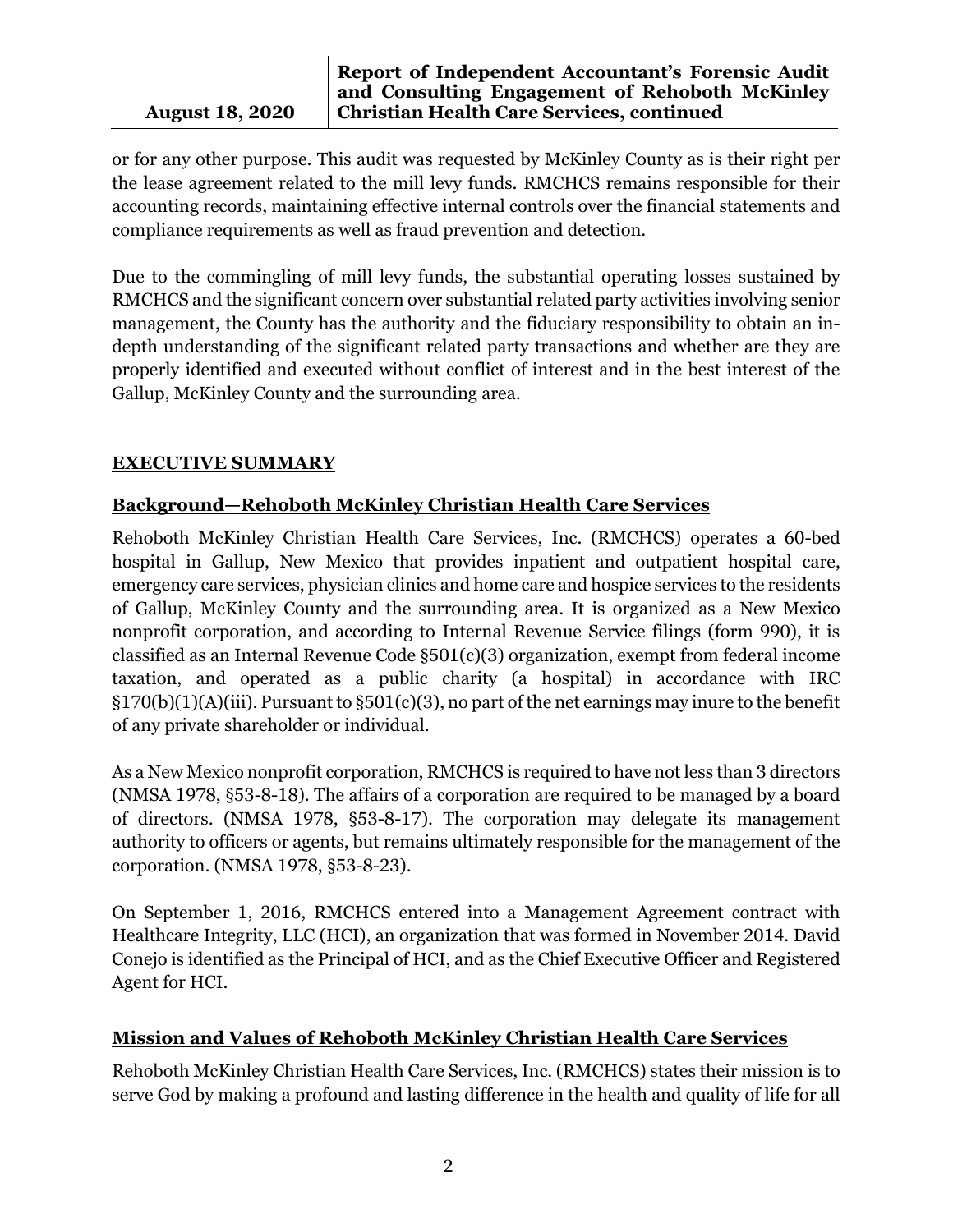or for any other purpose. This audit was requested by McKinley County as is their right per the lease agreement related to the mill levy funds. RMCHCS remains responsible for their accounting records, maintaining effective internal controls over the financial statements and compliance requirements as well as fraud prevention and detection.

Due to the commingling of mill levy funds, the substantial operating losses sustained by RMCHCS and the significant concern over substantial related party activities involving senior management, the County has the authority and the fiduciary responsibility to obtain an in-depth understanding of the significant related party transactions and whether are they are properly identified and executed without conflict of interest and in the best interest of the Gallup, McKinley County and the surrounding area.

## EXECUTIVE SUMMARY

### Background—Rehoboth McKinley Christian Health Care Services

Rehoboth McKinley Christian Health Care Services, Inc. (RMCHCS) operates a 60-bed hospital in Gallup, New Mexico that provides inpatient and outpatient hospital care, emergency care services, physician clinics and home care and hospice services to the residents of Gallup, McKinley County and the surrounding area. It is organized as a New Mexico nonprofit corporation, and according to Internal Revenue Service filings (form 990), it is classified as an Internal Revenue Code §501(c)(3) organization, exempt from federal income taxation, and operated as a public charity (a hospital) in accordance with IRC §170(b)(1)(A)(iii). Pursuant to §501(c)(3), no part of the net earnings may inure to the benefit of any private shareholder or individual.

As a New Mexico nonprofit corporation, RMCHCS is required to have not less than 3 directors (NMSA 1978, §53-8-18). The affairs of a corporation are required to be managed by a board of directors. (NMSA 1978, §53-8-17). The corporation may delegate its management authority to officers or agents, but remains ultimately responsible for the management of the corporation. (NMSA 1978, §53-8-23).

On September 1, 2016, RMCHCS entered into a Management Agreement contract with Healthcare Integrity, LLC (HCI), an organization that was formed in November 2014. David Conejo is identified as the Principal of HCI, and as the Chief Executive Officer and Registered Agent for HCI.

### Mission and Values of Rehoboth McKinley Christian Health Care Services

Rehoboth McKinley Christian Health Care Services, Inc. (RMCHCS) states their mission is to serve God by making a profound and lasting difference in the health and quality of life for all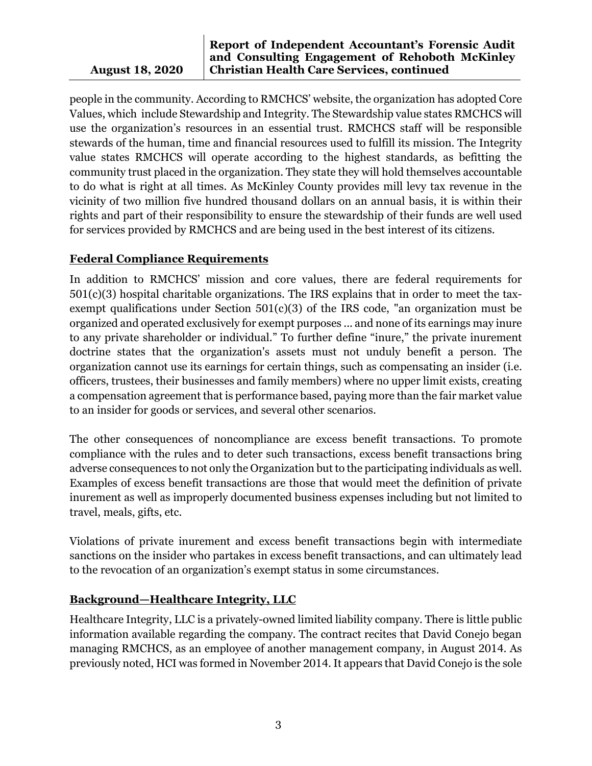people in the community. According to RMCHCS' website, the organization has adopted Core Values, which include Stewardship and Integrity. The Stewardship value states RMCHCS will use the organization's resources in an essential trust. RMCHCS staff will be responsible stewards of the human, time and financial resources used to fulfill its mission. The Integrity value states RMCHCS will operate according to the highest standards, as befitting the community trust placed in the organization. They state they will hold themselves accountable to do what is right at all times. As McKinley County provides mill levy tax revenue in the vicinity of two million five hundred thousand dollars on an annual basis, it is within their rights and part of their responsibility to ensure the stewardship of their funds are well used for services provided by RMCHCS and are being used in the best interest of its citizens.

## Federal Compliance Requirements

In addition to RMCHCS' mission and core values, there are federal requirements for 501(c)(3) hospital charitable organizations. The IRS explains that in order to meet the tax-exempt qualifications under Section 501(c)(3) of the IRS code, "an organization must be organized and operated exclusively for exempt purposes ... and none of its earnings may inure to any private shareholder or individual." To further define "inure," the private inurement doctrine states that the organization's assets must not unduly benefit a person. The organization cannot use its earnings for certain things, such as compensating an insider (i.e. officers, trustees, their businesses and family members) where no upper limit exists, creating a compensation agreement that is performance based, paying more than the fair market value to an insider for goods or services, and several other scenarios.

The other consequences of noncompliance are excess benefit transactions. To promote compliance with the rules and to deter such transactions, excess benefit transactions bring adverse consequences to not only the Organization but to the participating individuals as well. Examples of excess benefit transactions are those that would meet the definition of private inurement as well as improperly documented business expenses including but not limited to travel, meals, gifts, etc.

Violations of private inurement and excess benefit transactions begin with intermediate sanctions on the insider who partakes in excess benefit transactions, and can ultimately lead to the revocation of an organization's exempt status in some circumstances.

## Background—Healthcare Integrity, LLC

Healthcare Integrity, LLC is a privately-owned limited liability company. There is little public information available regarding the company. The contract recites that David Conejo began managing RMCHCS, as an employee of another management company, in August 2014. As previously noted, HCI was formed in November 2014. It appears that David Conejo is the sole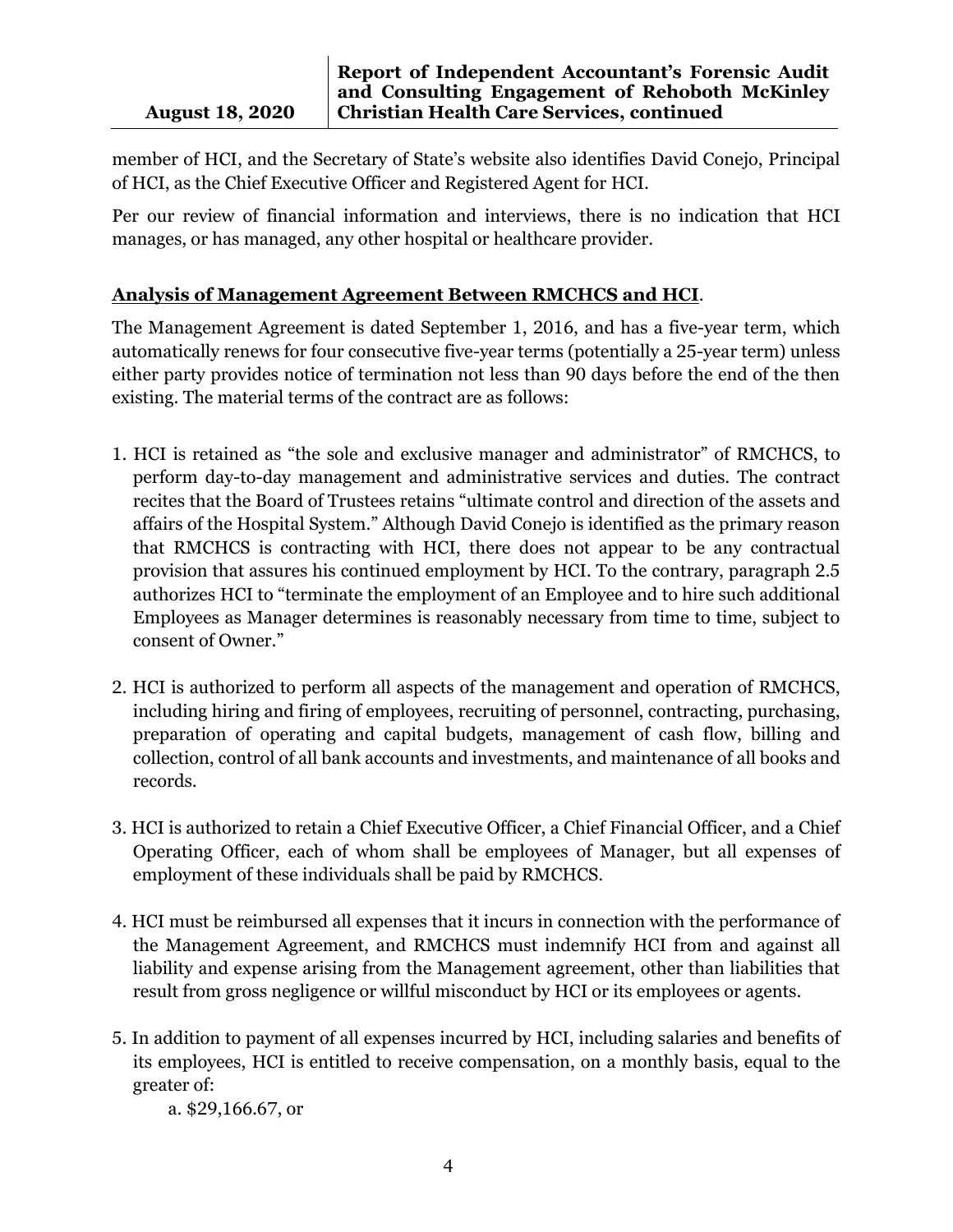member of HCI, and the Secretary of State's website also identifies David Conejo, Principal of HCI, as the Chief Executive Officer and Registered Agent for HCI.

Per our review of financial information and interviews, there is no indication that HCI manages, or has managed, any other hospital or healthcare provider.

**Analysis of Management Agreement Between RMCHCS and HCI**.

The Management Agreement is dated September 1, 2016, and has a five-year term, which automatically renews for four consecutive five-year terms (potentially a 25-year term) unless either party provides notice of termination not less than 90 days before the end of the then existing. The material terms of the contract are as follows:

1. HCI is retained as "the sole and exclusive manager and administrator" of RMCHCS, to perform day-to-day management and administrative services and duties. The contract recites that the Board of Trustees retains "ultimate control and direction of the assets and affairs of the Hospital System." Although David Conejo is identified as the primary reason that RMCHCS is contracting with HCI, there does not appear to be any contractual provision that assures his continued employment by HCI. To the contrary, paragraph 2.5 authorizes HCI to "terminate the employment of an Employee and to hire such additional Employees as Manager determines is reasonably necessary from time to time, subject to consent of Owner."

2. HCI is authorized to perform all aspects of the management and operation of RMCHCS, including hiring and firing of employees, recruiting of personnel, contracting, purchasing, preparation of operating and capital budgets, management of cash flow, billing and collection, control of all bank accounts and investments, and maintenance of all books and records.

3. HCI is authorized to retain a Chief Executive Officer, a Chief Financial Officer, and a Chief Operating Officer, each of whom shall be employees of Manager, but all expenses of employment of these individuals shall be paid by RMCHCS.

4. HCI must be reimbursed all expenses that it incurs in connection with the performance of the Management Agreement, and RMCHCS must indemnify HCI from and against all liability and expense arising from the Management agreement, other than liabilities that result from gross negligence or willful misconduct by HCI or its employees or agents.

5. In addition to payment of all expenses incurred by HCI, including salaries and benefits of its employees, HCI is entitled to receive compensation, on a monthly basis, equal to the greater of:
   a. $29,166.67, or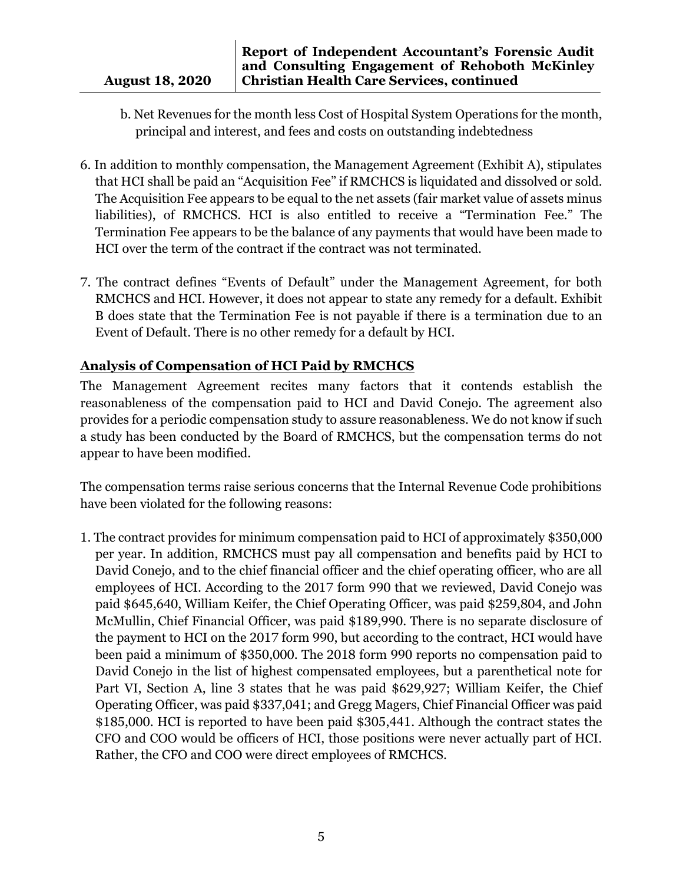b. Net Revenues for the month less Cost of Hospital System Operations for the month, principal and interest, and fees and costs on outstanding indebtedness

6. In addition to monthly compensation, the Management Agreement (Exhibit A), stipulates that HCI shall be paid an "Acquisition Fee" if RMCHCS is liquidated and dissolved or sold. The Acquisition Fee appears to be equal to the net assets (fair market value of assets minus liabilities), of RMCHCS. HCI is also entitled to receive a "Termination Fee." The Termination Fee appears to be the balance of any payments that would have been made to HCI over the term of the contract if the contract was not terminated.

7. The contract defines "Events of Default" under the Management Agreement, for both RMCHCS and HCI. However, it does not appear to state any remedy for a default. Exhibit B does state that the Termination Fee is not payable if there is a termination due to an Event of Default. There is no other remedy for a default by HCI.

## Analysis of Compensation of HCI Paid by RMCHCS

The Management Agreement recites many factors that it contends establish the reasonableness of the compensation paid to HCI and David Conejo. The agreement also provides for a periodic compensation study to assure reasonableness. We do not know if such a study has been conducted by the Board of RMCHCS, but the compensation terms do not appear to have been modified.

The compensation terms raise serious concerns that the Internal Revenue Code prohibitions have been violated for the following reasons:

1. The contract provides for minimum compensation paid to HCI of approximately $350,000 per year. In addition, RMCHCS must pay all compensation and benefits paid by HCI to David Conejo, and to the chief financial officer and the chief operating officer, who are all employees of HCI. According to the 2017 form 990 that we reviewed, David Conejo was paid $645,640, William Keifer, the Chief Operating Officer, was paid $259,804, and John McMullin, Chief Financial Officer, was paid $189,990. There is no separate disclosure of the payment to HCI on the 2017 form 990, but according to the contract, HCI would have been paid a minimum of $350,000. The 2018 form 990 reports no compensation paid to David Conejo in the list of highest compensated employees, but a parenthetical note for Part VI, Section A, line 3 states that he was paid $629,927; William Keifer, the Chief Operating Officer, was paid $337,041; and Gregg Magers, Chief Financial Officer was paid $185,000. HCI is reported to have been paid $305,441. Although the contract states the CFO and COO would be officers of HCI, those positions were never actually part of HCI. Rather, the CFO and COO were direct employees of RMCHCS.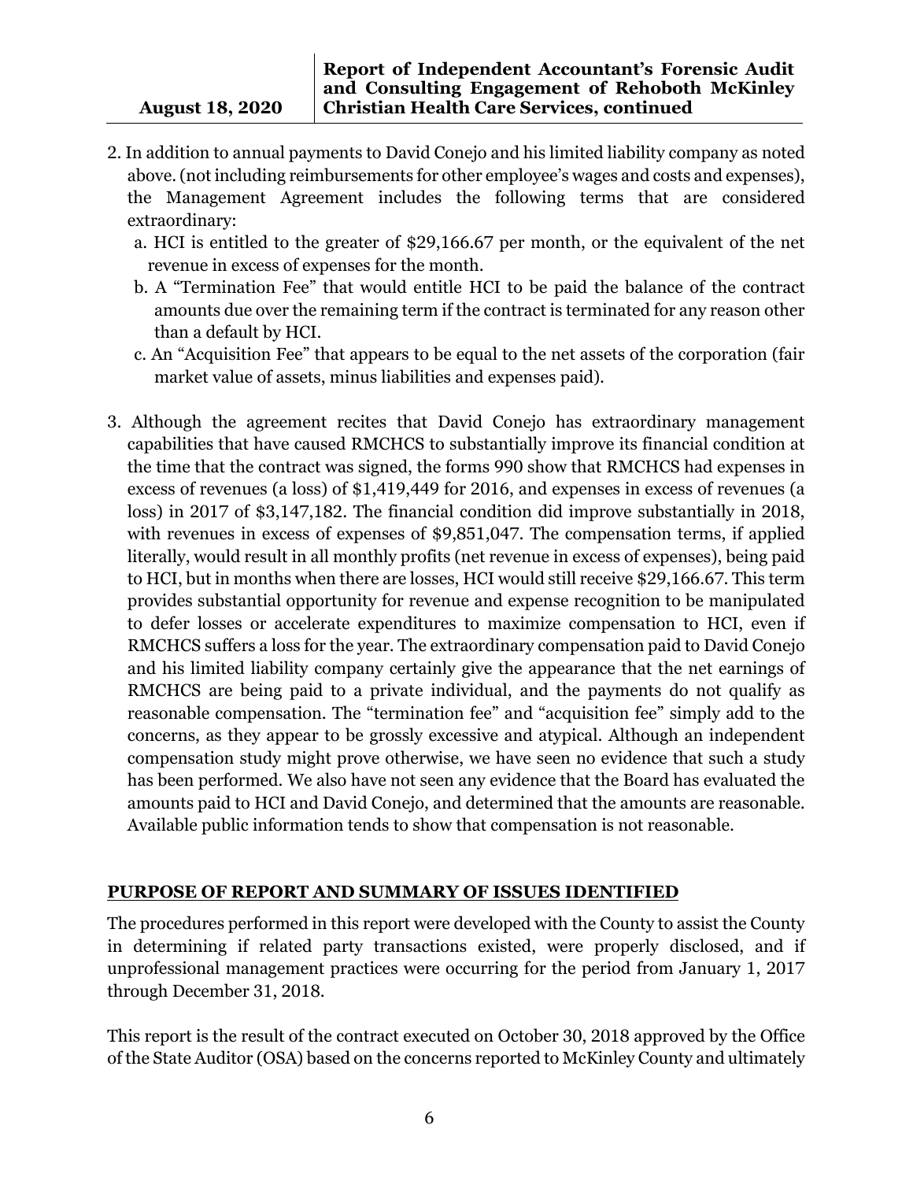2. In addition to annual payments to David Conejo and his limited liability company as noted above. (not including reimbursements for other employee's wages and costs and expenses), the Management Agreement includes the following terms that are considered extraordinary:
   a. HCI is entitled to the greater of $29,166.67 per month, or the equivalent of the net revenue in excess of expenses for the month.
   b. A "Termination Fee" that would entitle HCI to be paid the balance of the contract amounts due over the remaining term if the contract is terminated for any reason other than a default by HCI.
   c. An "Acquisition Fee" that appears to be equal to the net assets of the corporation (fair market value of assets, minus liabilities and expenses paid).

3. Although the agreement recites that David Conejo has extraordinary management capabilities that have caused RMCHCS to substantially improve its financial condition at the time that the contract was signed, the forms 990 show that RMCHCS had expenses in excess of revenues (a loss) of $1,419,449 for 2016, and expenses in excess of revenues (a loss) in 2017 of $3,147,182. The financial condition did improve substantially in 2018, with revenues in excess of expenses of $9,851,047. The compensation terms, if applied literally, would result in all monthly profits (net revenue in excess of expenses), being paid to HCI, but in months when there are losses, HCI would still receive $29,166.67. This term provides substantial opportunity for revenue and expense recognition to be manipulated to defer losses or accelerate expenditures to maximize compensation to HCI, even if RMCHCS suffers a loss for the year. The extraordinary compensation paid to David Conejo and his limited liability company certainly give the appearance that the net earnings of RMCHCS are being paid to a private individual, and the payments do not qualify as reasonable compensation. The "termination fee" and "acquisition fee" simply add to the concerns, as they appear to be grossly excessive and atypical. Although an independent compensation study might prove otherwise, we have seen no evidence that such a study has been performed. We also have not seen any evidence that the Board has evaluated the amounts paid to HCI and David Conejo, and determined that the amounts are reasonable. Available public information tends to show that compensation is not reasonable.

## PURPOSE OF REPORT AND SUMMARY OF ISSUES IDENTIFIED

The procedures performed in this report were developed with the County to assist the County in determining if related party transactions existed, were properly disclosed, and if unprofessional management practices were occurring for the period from January 1, 2017 through December 31, 2018.

This report is the result of the contract executed on October 30, 2018 approved by the Office of the State Auditor (OSA) based on the concerns reported to McKinley County and ultimately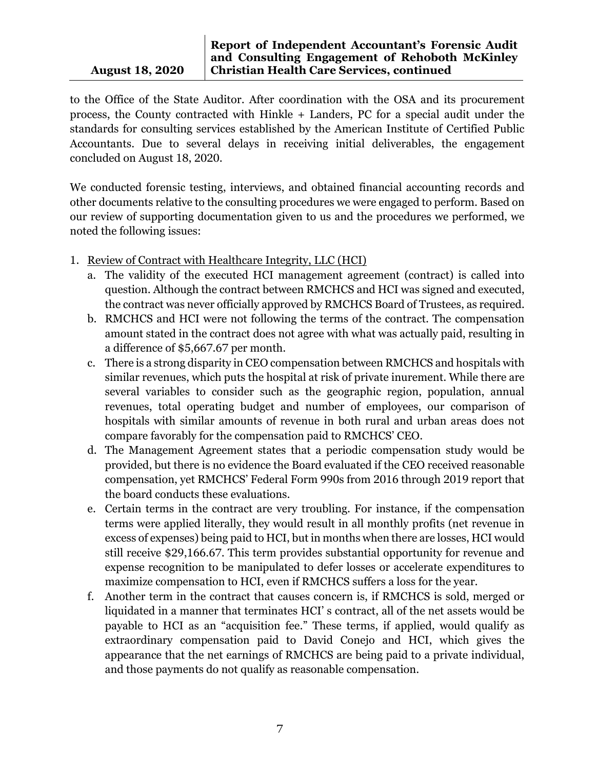to the Office of the State Auditor. After coordination with the OSA and its procurement process, the County contracted with Hinkle + Landers, PC for a special audit under the standards for consulting services established by the American Institute of Certified Public Accountants. Due to several delays in receiving initial deliverables, the engagement concluded on August 18, 2020.

We conducted forensic testing, interviews, and obtained financial accounting records and other documents relative to the consulting procedures we were engaged to perform. Based on our review of supporting documentation given to us and the procedures we performed, we noted the following issues:

1. <u>Review of Contract with Healthcare Integrity, LLC (HCI)</u>
   a. The validity of the executed HCI management agreement (contract) is called into question. Although the contract between RMCHCS and HCI was signed and executed, the contract was never officially approved by RMCHCS Board of Trustees, as required.
   b. RMCHCS and HCI were not following the terms of the contract. The compensation amount stated in the contract does not agree with what was actually paid, resulting in a difference of $5,667.67 per month.
   c. There is a strong disparity in CEO compensation between RMCHCS and hospitals with similar revenues, which puts the hospital at risk of private inurement. While there are several variables to consider such as the geographic region, population, annual revenues, total operating budget and number of employees, our comparison of hospitals with similar amounts of revenue in both rural and urban areas does not compare favorably for the compensation paid to RMCHCS' CEO.
   d. The Management Agreement states that a periodic compensation study would be provided, but there is no evidence the Board evaluated if the CEO received reasonable compensation, yet RMCHCS' Federal Form 990s from 2016 through 2019 report that the board conducts these evaluations.
   e. Certain terms in the contract are very troubling. For instance, if the compensation terms were applied literally, they would result in all monthly profits (net revenue in excess of expenses) being paid to HCI, but in months when there are losses, HCI would still receive $29,166.67. This term provides substantial opportunity for revenue and expense recognition to be manipulated to defer losses or accelerate expenditures to maximize compensation to HCI, even if RMCHCS suffers a loss for the year.
   f. Another term in the contract that causes concern is, if RMCHCS is sold, merged or liquidated in a manner that terminates HCI' s contract, all of the net assets would be payable to HCI as an "acquisition fee." These terms, if applied, would qualify as extraordinary compensation paid to David Conejo and HCI, which gives the appearance that the net earnings of RMCHCS are being paid to a private individual, and those payments do not qualify as reasonable compensation.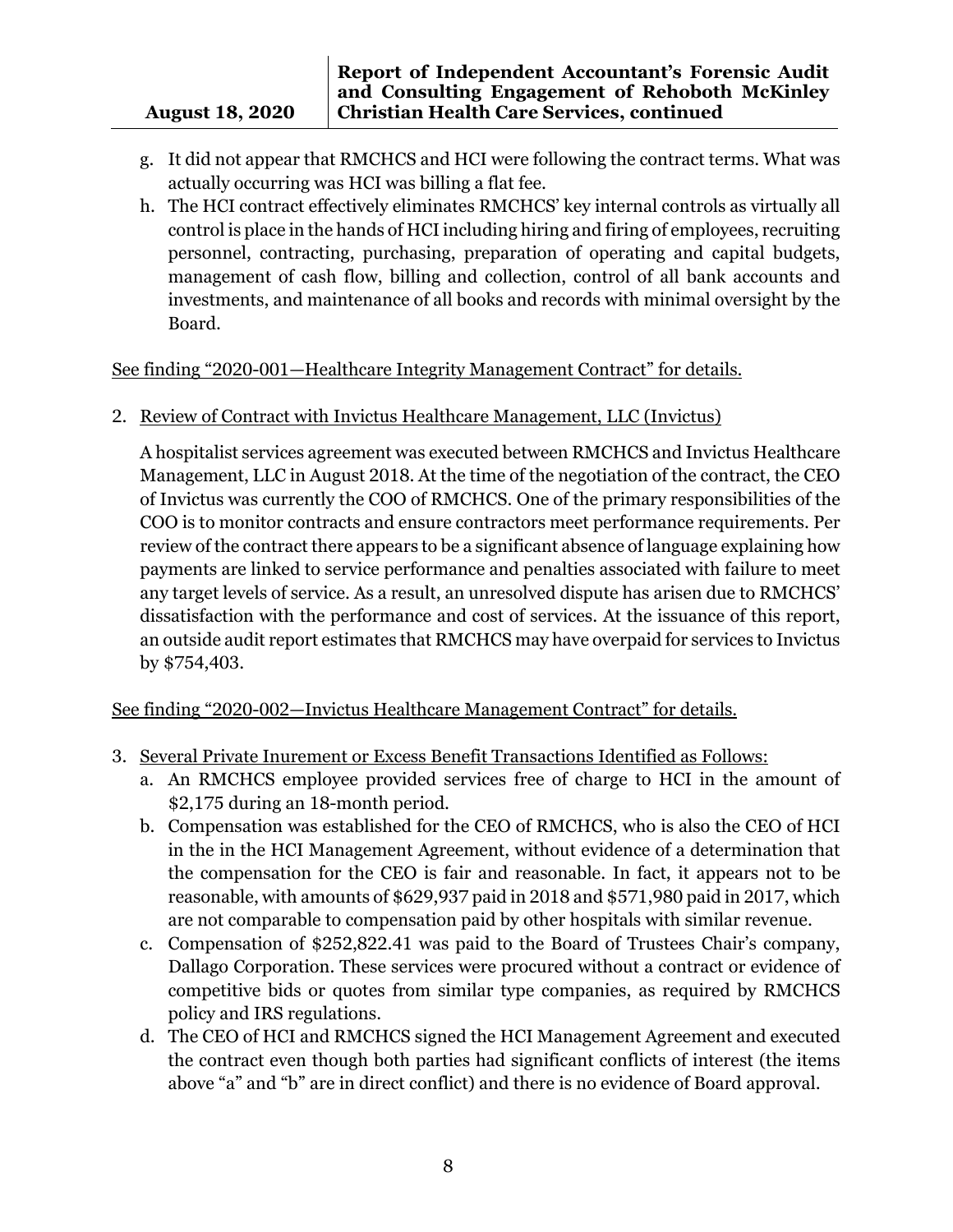g. It did not appear that RMCHCS and HCI were following the contract terms. What was actually occurring was HCI was billing a flat fee.
h. The HCI contract effectively eliminates RMCHCS' key internal controls as virtually all control is place in the hands of HCI including hiring and firing of employees, recruiting personnel, contracting, purchasing, preparation of operating and capital budgets, management of cash flow, billing and collection, control of all bank accounts and investments, and maintenance of all books and records with minimal oversight by the Board.

<u>See finding "2020-001—Healthcare Integrity Management Contract" for details.</u>

2. <u>Review of Contract with Invictus Healthcare Management, LLC (Invictus)</u>

   A hospitalist services agreement was executed between RMCHCS and Invictus Healthcare Management, LLC in August 2018. At the time of the negotiation of the contract, the CEO of Invictus was currently the COO of RMCHCS. One of the primary responsibilities of the COO is to monitor contracts and ensure contractors meet performance requirements. Per review of the contract there appears to be a significant absence of language explaining how payments are linked to service performance and penalties associated with failure to meet any target levels of service. As a result, an unresolved dispute has arisen due to RMCHCS' dissatisfaction with the performance and cost of services. At the issuance of this report, an outside audit report estimates that RMCHCS may have overpaid for services to Invictus by $754,403.

<u>See finding "2020-002—Invictus Healthcare Management Contract" for details.</u>

3. <u>Several Private Inurement or Excess Benefit Transactions Identified as Follows:</u>
   a. An RMCHCS employee provided services free of charge to HCI in the amount of $2,175 during an 18-month period.
   b. Compensation was established for the CEO of RMCHCS, who is also the CEO of HCI in the in the HCI Management Agreement, without evidence of a determination that the compensation for the CEO is fair and reasonable. In fact, it appears not to be reasonable, with amounts of $629,937 paid in 2018 and $571,980 paid in 2017, which are not comparable to compensation paid by other hospitals with similar revenue.
   c. Compensation of $252,822.41 was paid to the Board of Trustees Chair's company, Dallago Corporation. These services were procured without a contract or evidence of competitive bids or quotes from similar type companies, as required by RMCHCS policy and IRS regulations.
   d. The CEO of HCI and RMCHCS signed the HCI Management Agreement and executed the contract even though both parties had significant conflicts of interest (the items above "a" and "b" are in direct conflict) and there is no evidence of Board approval.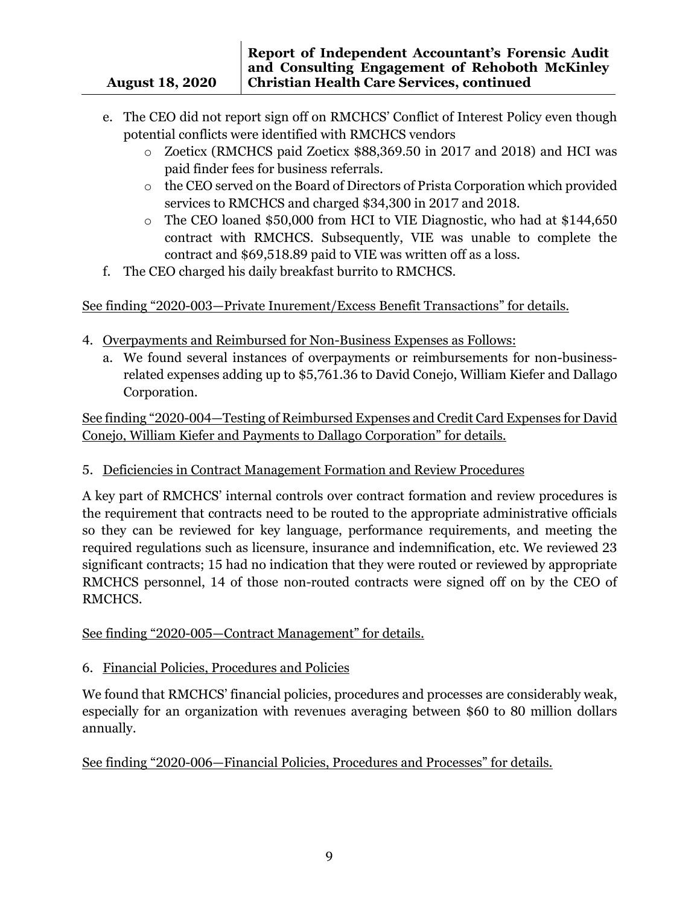e. The CEO did not report sign off on RMCHCS' Conflict of Interest Policy even though potential conflicts were identified with RMCHCS vendors
   - Zoeticx (RMCHCS paid Zoeticx $88,369.50 in 2017 and 2018) and HCI was paid finder fees for business referrals.
   - the CEO served on the Board of Directors of Prista Corporation which provided services to RMCHCS and charged $34,300 in 2017 and 2018.
   - The CEO loaned $50,000 from HCI to VIE Diagnostic, who had at $144,650 contract with RMCHCS. Subsequently, VIE was unable to complete the contract and $69,518.89 paid to VIE was written off as a loss.

f. The CEO charged his daily breakfast burrito to RMCHCS.

<u>See finding "2020-003—Private Inurement/Excess Benefit Transactions" for details.</u>

4. <u>Overpayments and Reimbursed for Non-Business Expenses as Follows:</u>
   a. We found several instances of overpayments or reimbursements for non-business-related expenses adding up to $5,761.36 to David Conejo, William Kiefer and Dallago Corporation.

<u>See finding "2020-004—Testing of Reimbursed Expenses and Credit Card Expenses for David Conejo, William Kiefer and Payments to Dallago Corporation" for details.</u>

5. <u>Deficiencies in Contract Management Formation and Review Procedures</u>

A key part of RMCHCS' internal controls over contract formation and review procedures is the requirement that contracts need to be routed to the appropriate administrative officials so they can be reviewed for key language, performance requirements, and meeting the required regulations such as licensure, insurance and indemnification, etc. We reviewed 23 significant contracts; 15 had no indication that they were routed or reviewed by appropriate RMCHCS personnel, 14 of those non-routed contracts were signed off on by the CEO of RMCHCS.

<u>See finding "2020-005—Contract Management" for details.</u>

6. <u>Financial Policies, Procedures and Policies</u>

We found that RMCHCS' financial policies, procedures and processes are considerably weak, especially for an organization with revenues averaging between $60 to 80 million dollars annually.

<u>See finding "2020-006—Financial Policies, Procedures and Processes" for details.</u>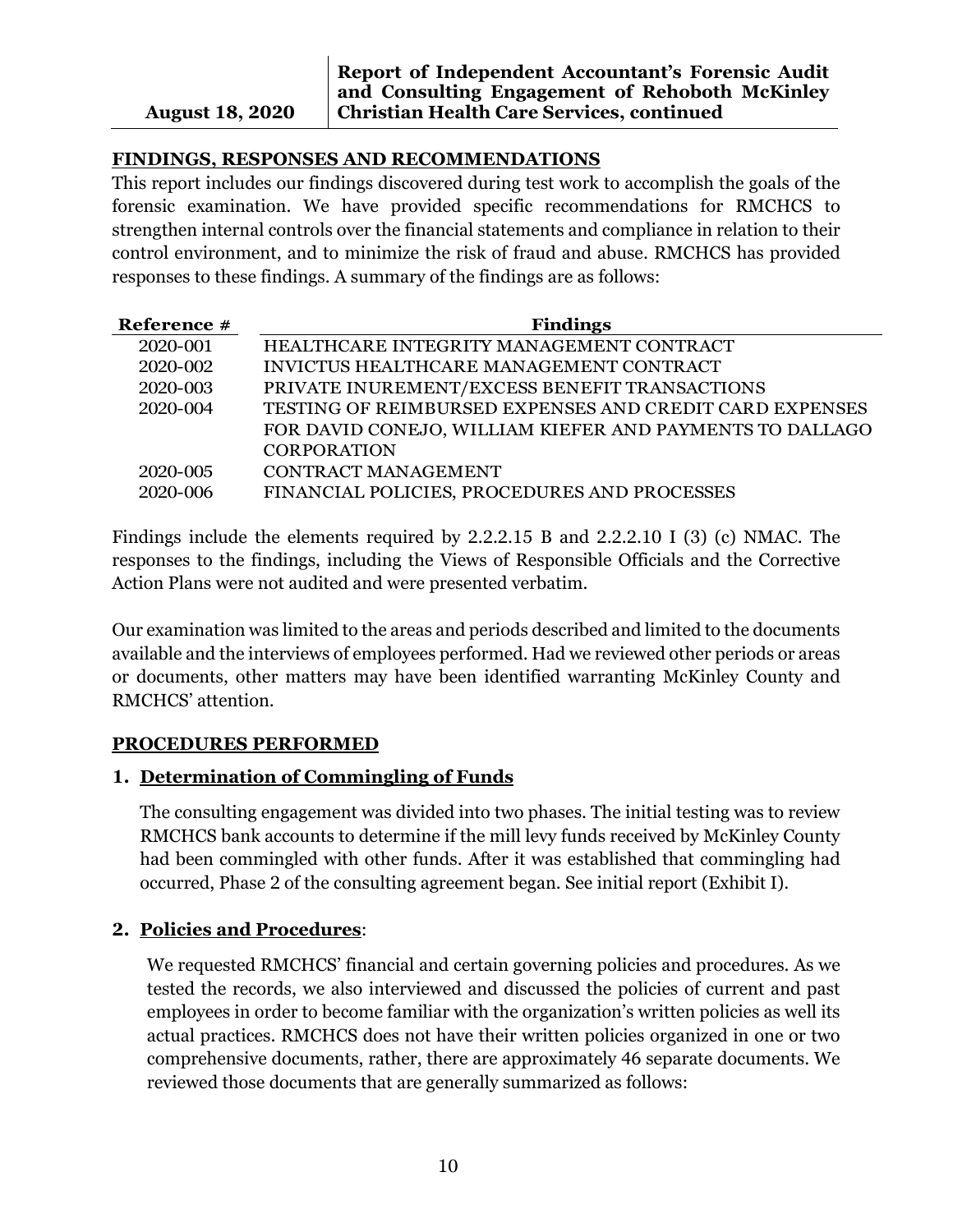## FINDINGS, RESPONSES AND RECOMMENDATIONS

This report includes our findings discovered during test work to accomplish the goals of the forensic examination. We have provided specific recommendations for RMCHCS to strengthen internal controls over the financial statements and compliance in relation to their control environment, and to minimize the risk of fraud and abuse. RMCHCS has provided responses to these findings. A summary of the findings are as follows:

| Reference # | Findings |
|---|---|
| 2020-001 | HEALTHCARE INTEGRITY MANAGEMENT CONTRACT |
| 2020-002 | INVICTUS HEALTHCARE MANAGEMENT CONTRACT |
| 2020-003 | PRIVATE INUREMENT/EXCESS BENEFIT TRANSACTIONS |
| 2020-004 | TESTING OF REIMBURSED EXPENSES AND CREDIT CARD EXPENSES FOR DAVID CONEJO, WILLIAM KIEFER AND PAYMENTS TO DALLAGO CORPORATION |
| 2020-005 | CONTRACT MANAGEMENT |
| 2020-006 | FINANCIAL POLICIES, PROCEDURES AND PROCESSES |

Findings include the elements required by 2.2.2.15 B and 2.2.2.10 I (3) (c) NMAC. The responses to the findings, including the Views of Responsible Officials and the Corrective Action Plans were not audited and were presented verbatim.

Our examination was limited to the areas and periods described and limited to the documents available and the interviews of employees performed. Had we reviewed other periods or areas or documents, other matters may have been identified warranting McKinley County and RMCHCS' attention.

## PROCEDURES PERFORMED

### 1. Determination of Commingling of Funds

The consulting engagement was divided into two phases. The initial testing was to review RMCHCS bank accounts to determine if the mill levy funds received by McKinley County had been commingled with other funds. After it was established that commingling had occurred, Phase 2 of the consulting agreement began. See initial report (Exhibit I).

### 2. Policies and Procedures:

We requested RMCHCS' financial and certain governing policies and procedures. As we tested the records, we also interviewed and discussed the policies of current and past employees in order to become familiar with the organization's written policies as well its actual practices. RMCHCS does not have their written policies organized in one or two comprehensive documents, rather, there are approximately 46 separate documents. We reviewed those documents that are generally summarized as follows: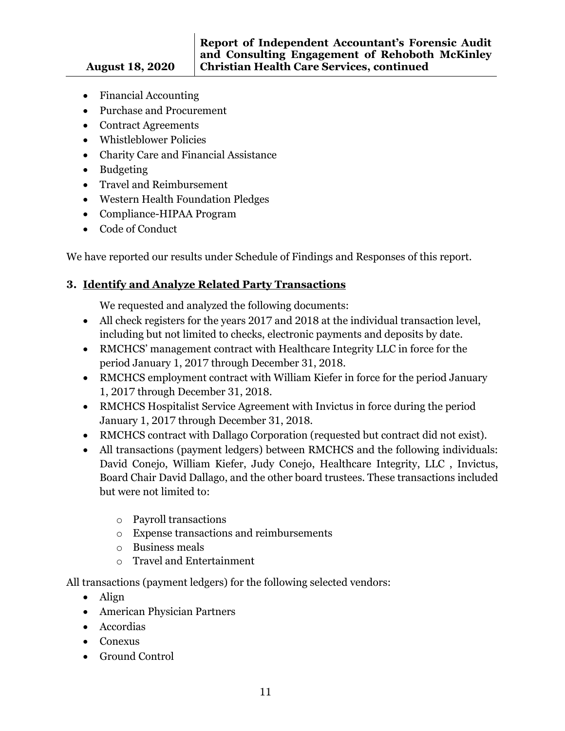- Financial Accounting
- Purchase and Procurement
- Contract Agreements
- Whistleblower Policies
- Charity Care and Financial Assistance
- Budgeting
- Travel and Reimbursement
- Western Health Foundation Pledges
- Compliance-HIPAA Program
- Code of Conduct

We have reported our results under Schedule of Findings and Responses of this report.

### 3. Identify and Analyze Related Party Transactions

We requested and analyzed the following documents:

- All check registers for the years 2017 and 2018 at the individual transaction level, including but not limited to checks, electronic payments and deposits by date.
- RMCHCS' management contract with Healthcare Integrity LLC in force for the period January 1, 2017 through December 31, 2018.
- RMCHCS employment contract with William Kiefer in force for the period January 1, 2017 through December 31, 2018.
- RMCHCS Hospitalist Service Agreement with Invictus in force during the period January 1, 2017 through December 31, 2018.
- RMCHCS contract with Dallago Corporation (requested but contract did not exist).
- All transactions (payment ledgers) between RMCHCS and the following individuals: David Conejo, William Kiefer, Judy Conejo, Healthcare Integrity, LLC , Invictus, Board Chair David Dallago, and the other board trustees. These transactions included but were not limited to:
    - Payroll transactions
    - Expense transactions and reimbursements
    - Business meals
    - Travel and Entertainment

All transactions (payment ledgers) for the following selected vendors:

- Align
- American Physician Partners
- Accordias
- Conexus
- Ground Control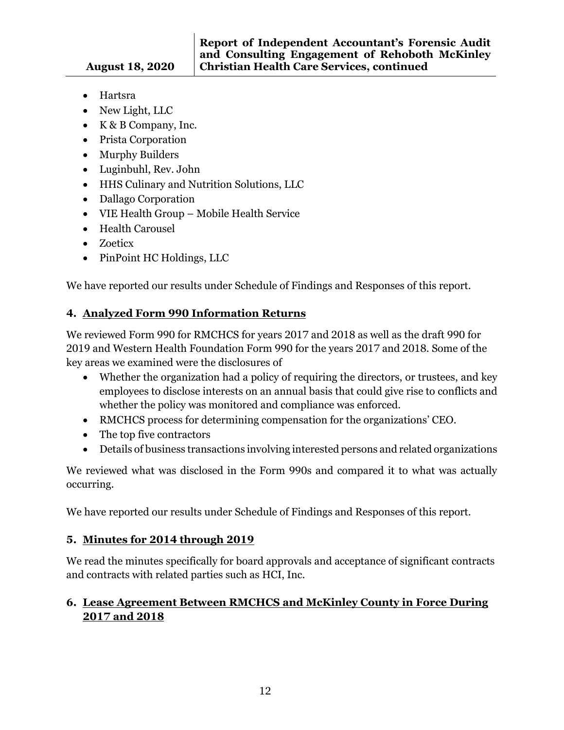- Hartsra
- New Light, LLC
- K & B Company, Inc.
- Prista Corporation
- Murphy Builders
- Luginbuhl, Rev. John
- HHS Culinary and Nutrition Solutions, LLC
- Dallago Corporation
- VIE Health Group – Mobile Health Service
- Health Carousel
- Zoeticx
- PinPoint HC Holdings, LLC

We have reported our results under Schedule of Findings and Responses of this report.

### 4. Analyzed Form 990 Information Returns

We reviewed Form 990 for RMCHCS for years 2017 and 2018 as well as the draft 990 for 2019 and Western Health Foundation Form 990 for the years 2017 and 2018. Some of the key areas we examined were the disclosures of

- Whether the organization had a policy of requiring the directors, or trustees, and key employees to disclose interests on an annual basis that could give rise to conflicts and whether the policy was monitored and compliance was enforced.
- RMCHCS process for determining compensation for the organizations' CEO.
- The top five contractors
- Details of business transactions involving interested persons and related organizations

We reviewed what was disclosed in the Form 990s and compared it to what was actually occurring.

We have reported our results under Schedule of Findings and Responses of this report.

### 5. Minutes for 2014 through 2019

We read the minutes specifically for board approvals and acceptance of significant contracts and contracts with related parties such as HCI, Inc.

### 6. Lease Agreement Between RMCHCS and McKinley County in Force During 2017 and 2018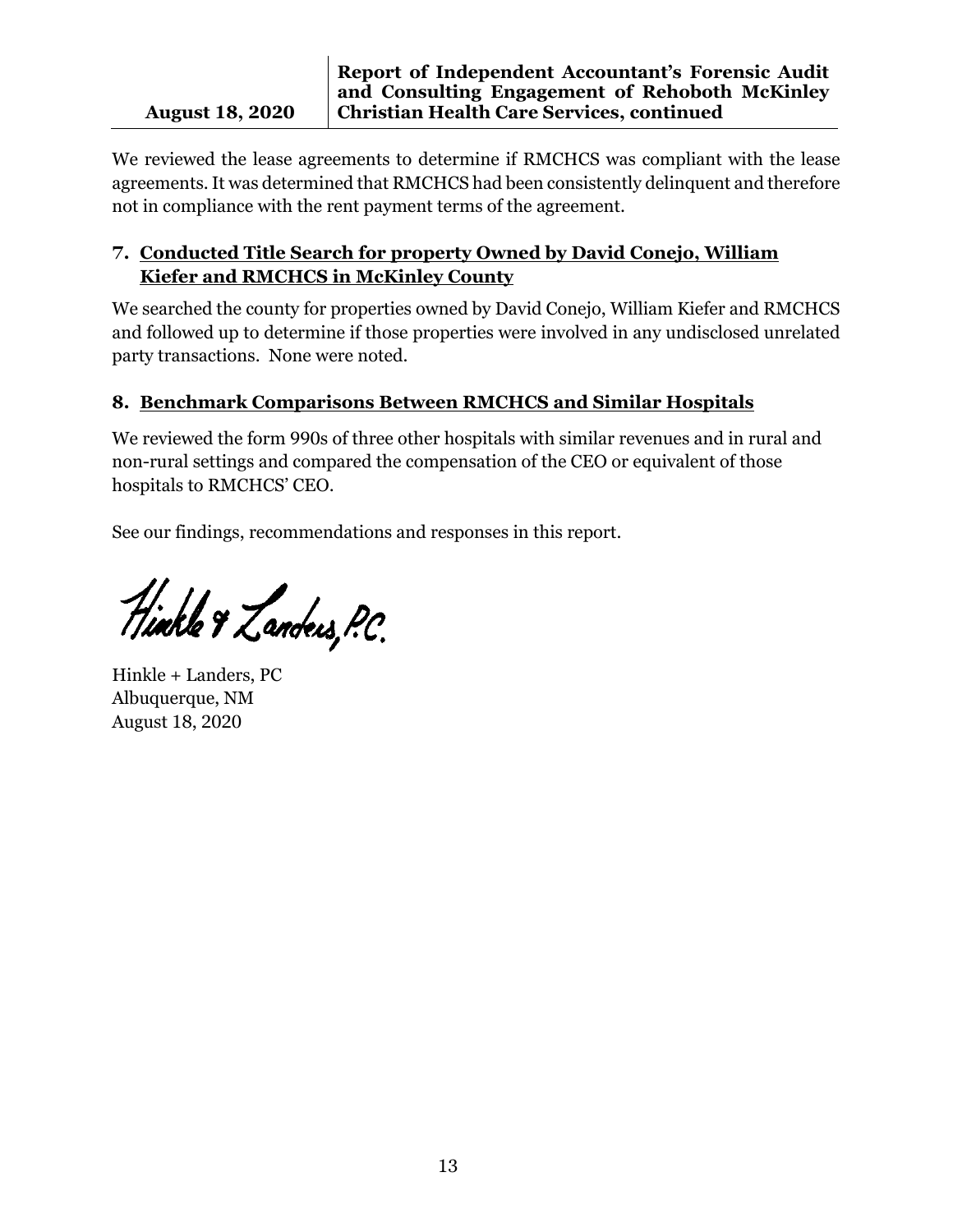We reviewed the lease agreements to determine if RMCHCS was compliant with the lease agreements. It was determined that RMCHCS had been consistently delinquent and therefore not in compliance with the rent payment terms of the agreement.

### 7. Conducted Title Search for property Owned by David Conejo, William Kiefer and RMCHCS in McKinley County

We searched the county for properties owned by David Conejo, William Kiefer and RMCHCS and followed up to determine if those properties were involved in any undisclosed unrelated party transactions. None were noted.

### 8. Benchmark Comparisons Between RMCHCS and Similar Hospitals

We reviewed the form 990s of three other hospitals with similar revenues and in rural and non-rural settings and compared the compensation of the CEO or equivalent of those hospitals to RMCHCS' CEO.

See our findings, recommendations and responses in this report.

Hinkle & Landers, P.C.

Hinkle + Landers, PC
Albuquerque, NM
August 18, 2020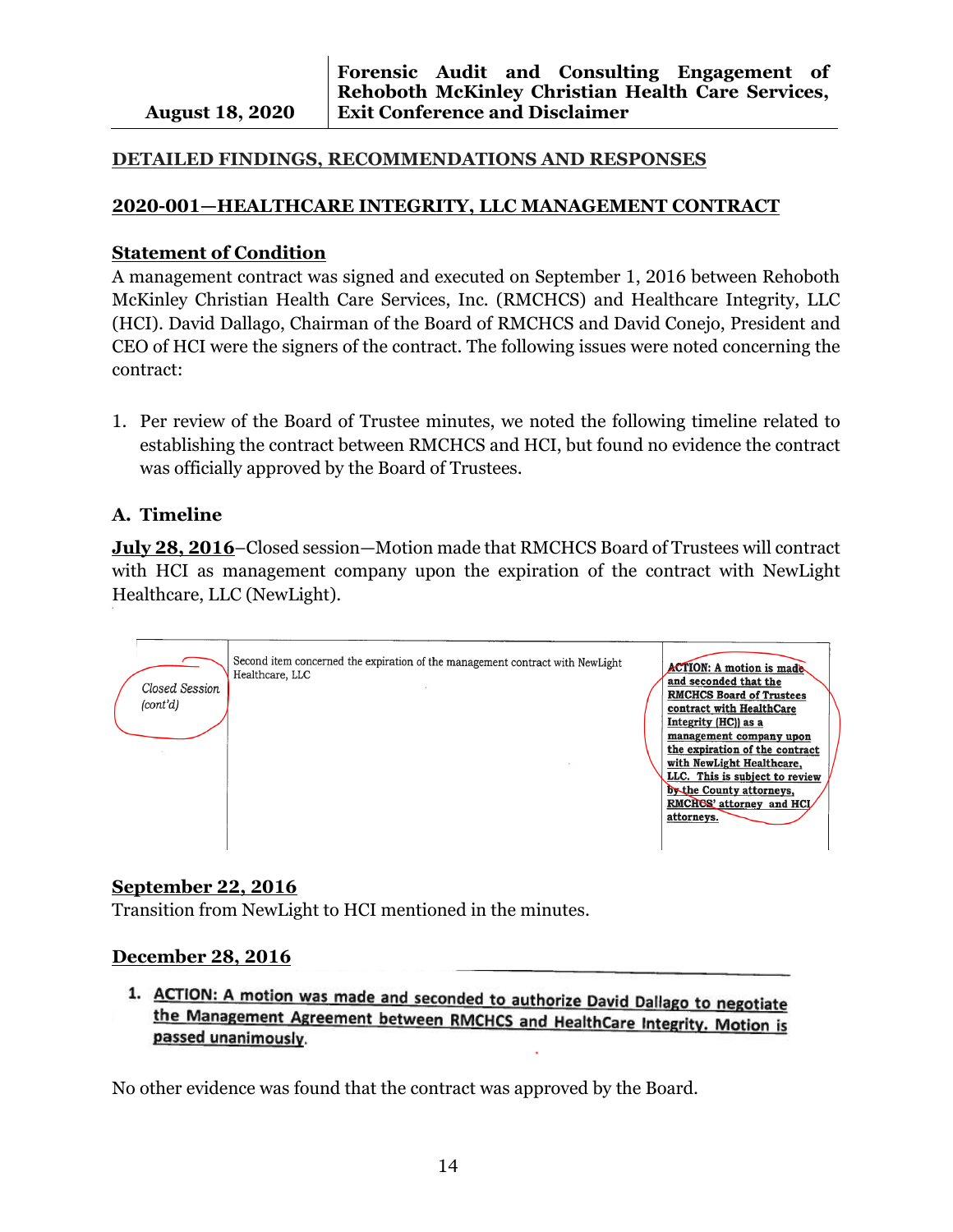## DETAILED FINDINGS, RECOMMENDATIONS AND RESPONSES

## 2020-001—HEALTHCARE INTEGRITY, LLC MANAGEMENT CONTRACT

### Statement of Condition

A management contract was signed and executed on September 1, 2016 between Rehoboth McKinley Christian Health Care Services, Inc. (RMCHCS) and Healthcare Integrity, LLC (HCI). David Dallago, Chairman of the Board of RMCHCS and David Conejo, President and CEO of HCI were the signers of the contract. The following issues were noted concerning the contract:

1. Per review of the Board of Trustee minutes, we noted the following timeline related to establishing the contract between RMCHCS and HCI, but found no evidence the contract was officially approved by the Board of Trustees.

### A. Timeline

**July 28, 2016**–Closed session—Motion made that RMCHCS Board of Trustees will contract with HCI as management company upon the expiration of the contract with NewLight Healthcare, LLC (NewLight).

| | | |
|---|---|---|
| *Closed Session (cont'd)* | Second item concerned the expiration of the management contract with NewLight Healthcare, LLC | **ACTION: A motion is made and seconded that the RMCHCS Board of Trustees contract with HealthCare Integrity (HC)) as a management company upon the expiration of the contract with NewLight Healthcare, LLC. This is subject to review by the County attorneys, RMCHCS' attorney and HCI attorneys.** |

**September 22, 2016**

Transition from NewLight to HCI mentioned in the minutes.

**December 28, 2016**

1. ACTION: A motion was made and seconded to authorize David Dallago to negotiate the Management Agreement between RMCHCS and HealthCare Integrity. Motion is passed unanimously.

No other evidence was found that the contract was approved by the Board.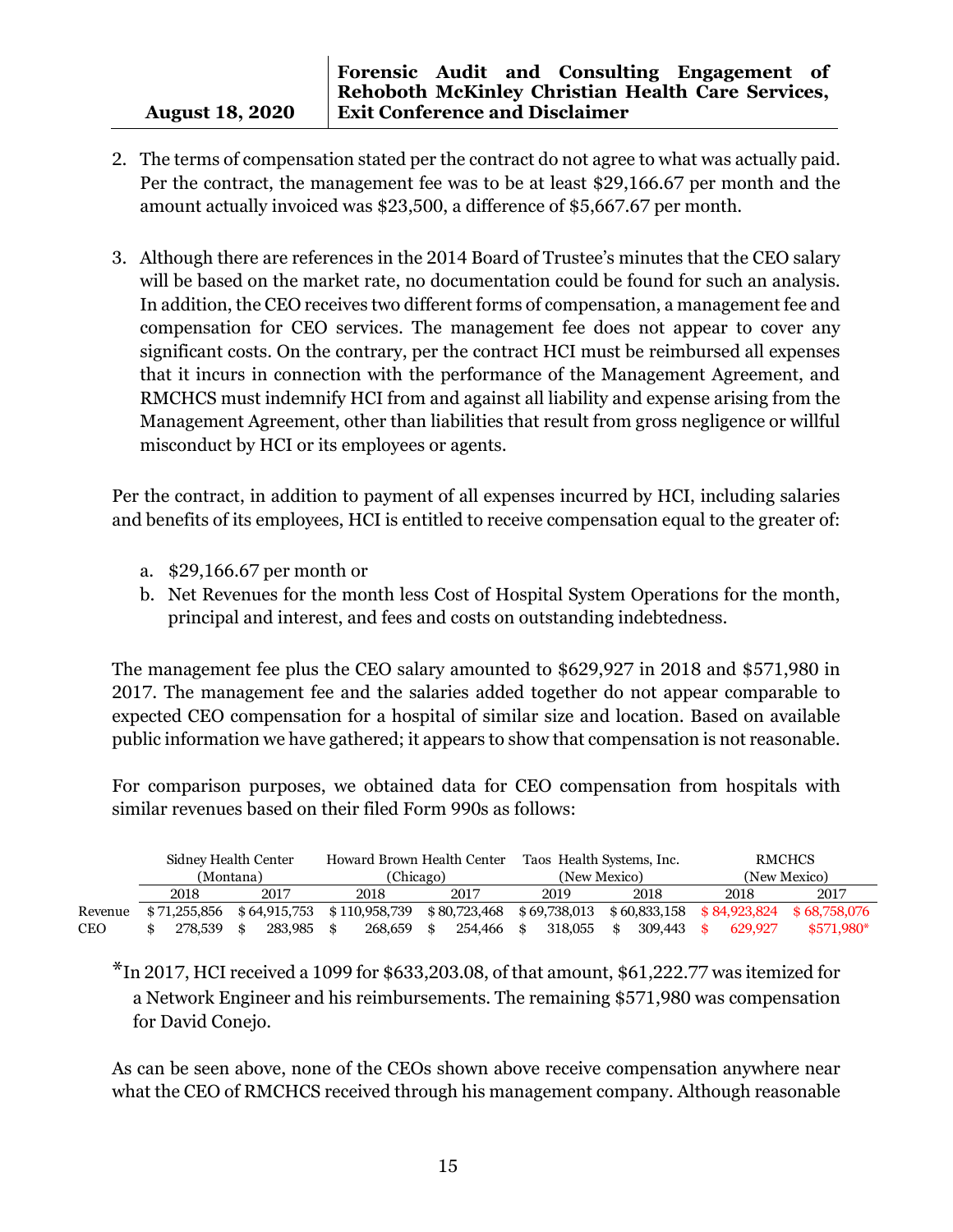2. The terms of compensation stated per the contract do not agree to what was actually paid. Per the contract, the management fee was to be at least $29,166.67 per month and the amount actually invoiced was $23,500, a difference of $5,667.67 per month.

3. Although there are references in the 2014 Board of Trustee's minutes that the CEO salary will be based on the market rate, no documentation could be found for such an analysis. In addition, the CEO receives two different forms of compensation, a management fee and compensation for CEO services. The management fee does not appear to cover any significant costs. On the contrary, per the contract HCI must be reimbursed all expenses that it incurs in connection with the performance of the Management Agreement, and RMCHCS must indemnify HCI from and against all liability and expense arising from the Management Agreement, other than liabilities that result from gross negligence or willful misconduct by HCI or its employees or agents.

Per the contract, in addition to payment of all expenses incurred by HCI, including salaries and benefits of its employees, HCI is entitled to receive compensation equal to the greater of:

a. $29,166.67 per month or
b. Net Revenues for the month less Cost of Hospital System Operations for the month, principal and interest, and fees and costs on outstanding indebtedness.

The management fee plus the CEO salary amounted to $629,927 in 2018 and $571,980 in 2017. The management fee and the salaries added together do not appear comparable to expected CEO compensation for a hospital of similar size and location. Based on available public information we have gathered; it appears to show that compensation is not reasonable.

For comparison purposes, we obtained data for CEO compensation from hospitals with similar revenues based on their filed Form 990s as follows:

| | Sidney Health Center (Montana) | | Howard Brown Health Center (Chicago) | | Taos Health Systems, Inc. (New Mexico) | | RMCHCS (New Mexico) | |
|---|---|---|---|---|---|---|---|---|
| | 2018 | 2017 | 2018 | 2017 | 2019 | 2018 | 2018 | 2017 |
| Revenue | $ 71,255,856 | $ 64,915,753 | $ 110,958,739 | $ 80,723,468 | $ 69,738,013 | $ 60,833,158 | $ 84,923,824 | $ 68,758,076 |
| CEO | $ 278,539 | $ 283,985 | $ 268,659 | $ 254,466 | $ 318,055 | $ 309,443 | $ 629,927 | $571,980* |

*In 2017, HCI received a 1099 for $633,203.08, of that amount, $61,222.77 was itemized for a Network Engineer and his reimbursements. The remaining $571,980 was compensation for David Conejo.

As can be seen above, none of the CEOs shown above receive compensation anywhere near what the CEO of RMCHCS received through his management company. Although reasonable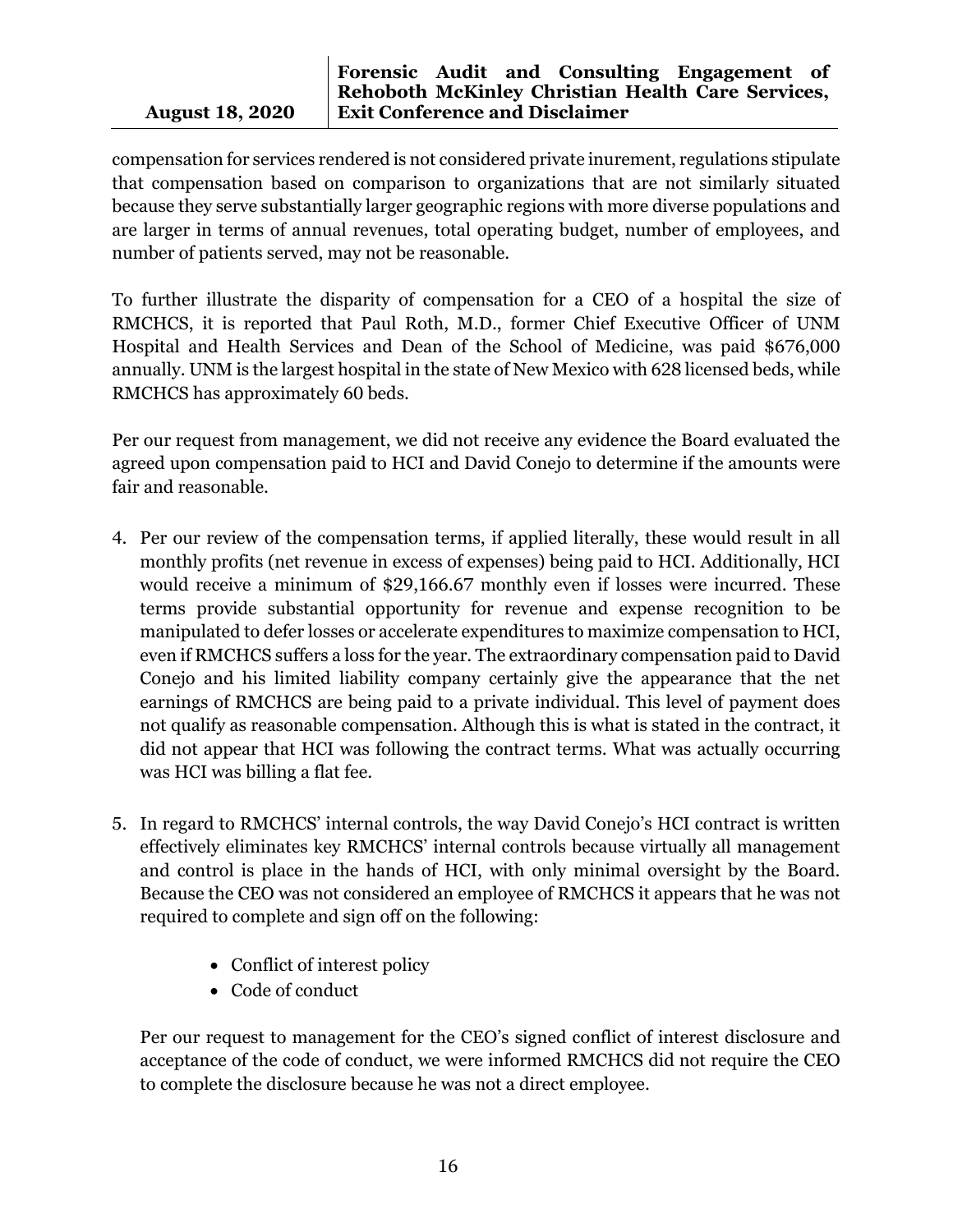compensation for services rendered is not considered private inurement, regulations stipulate that compensation based on comparison to organizations that are not similarly situated because they serve substantially larger geographic regions with more diverse populations and are larger in terms of annual revenues, total operating budget, number of employees, and number of patients served, may not be reasonable.

To further illustrate the disparity of compensation for a CEO of a hospital the size of RMCHCS, it is reported that Paul Roth, M.D., former Chief Executive Officer of UNM Hospital and Health Services and Dean of the School of Medicine, was paid $676,000 annually. UNM is the largest hospital in the state of New Mexico with 628 licensed beds, while RMCHCS has approximately 60 beds.

Per our request from management, we did not receive any evidence the Board evaluated the agreed upon compensation paid to HCI and David Conejo to determine if the amounts were fair and reasonable.

4. Per our review of the compensation terms, if applied literally, these would result in all monthly profits (net revenue in excess of expenses) being paid to HCI. Additionally, HCI would receive a minimum of $29,166.67 monthly even if losses were incurred. These terms provide substantial opportunity for revenue and expense recognition to be manipulated to defer losses or accelerate expenditures to maximize compensation to HCI, even if RMCHCS suffers a loss for the year. The extraordinary compensation paid to David Conejo and his limited liability company certainly give the appearance that the net earnings of RMCHCS are being paid to a private individual. This level of payment does not qualify as reasonable compensation. Although this is what is stated in the contract, it did not appear that HCI was following the contract terms. What was actually occurring was HCI was billing a flat fee.

5. In regard to RMCHCS' internal controls, the way David Conejo's HCI contract is written effectively eliminates key RMCHCS' internal controls because virtually all management and control is place in the hands of HCI, with only minimal oversight by the Board. Because the CEO was not considered an employee of RMCHCS it appears that he was not required to complete and sign off on the following:

   - Conflict of interest policy
   - Code of conduct

   Per our request to management for the CEO's signed conflict of interest disclosure and acceptance of the code of conduct, we were informed RMCHCS did not require the CEO to complete the disclosure because he was not a direct employee.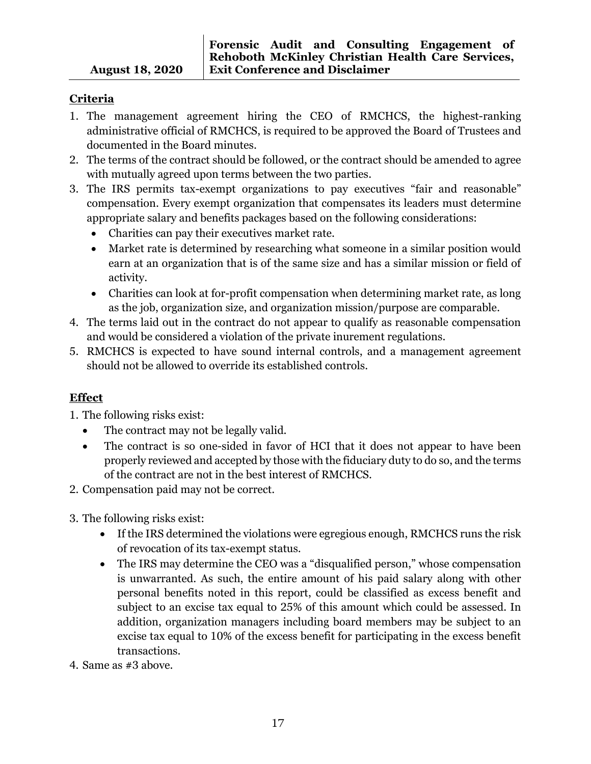## Criteria

1. The management agreement hiring the CEO of RMCHCS, the highest-ranking administrative official of RMCHCS, is required to be approved the Board of Trustees and documented in the Board minutes.
2. The terms of the contract should be followed, or the contract should be amended to agree with mutually agreed upon terms between the two parties.
3. The IRS permits tax-exempt organizations to pay executives "fair and reasonable" compensation. Every exempt organization that compensates its leaders must determine appropriate salary and benefits packages based on the following considerations:
   - Charities can pay their executives market rate.
   - Market rate is determined by researching what someone in a similar position would earn at an organization that is of the same size and has a similar mission or field of activity.
   - Charities can look at for-profit compensation when determining market rate, as long as the job, organization size, and organization mission/purpose are comparable.
4. The terms laid out in the contract do not appear to qualify as reasonable compensation and would be considered a violation of the private inurement regulations.
5. RMCHCS is expected to have sound internal controls, and a management agreement should not be allowed to override its established controls.

## Effect

1. The following risks exist:
   - The contract may not be legally valid.
   - The contract is so one-sided in favor of HCI that it does not appear to have been properly reviewed and accepted by those with the fiduciary duty to do so, and the terms of the contract are not in the best interest of RMCHCS.
2. Compensation paid may not be correct.
3. The following risks exist:
   - If the IRS determined the violations were egregious enough, RMCHCS runs the risk of revocation of its tax-exempt status.
   - The IRS may determine the CEO was a "disqualified person," whose compensation is unwarranted. As such, the entire amount of his paid salary along with other personal benefits noted in this report, could be classified as excess benefit and subject to an excise tax equal to 25% of this amount which could be assessed. In addition, organization managers including board members may be subject to an excise tax equal to 10% of the excess benefit for participating in the excess benefit transactions.
4. Same as #3 above.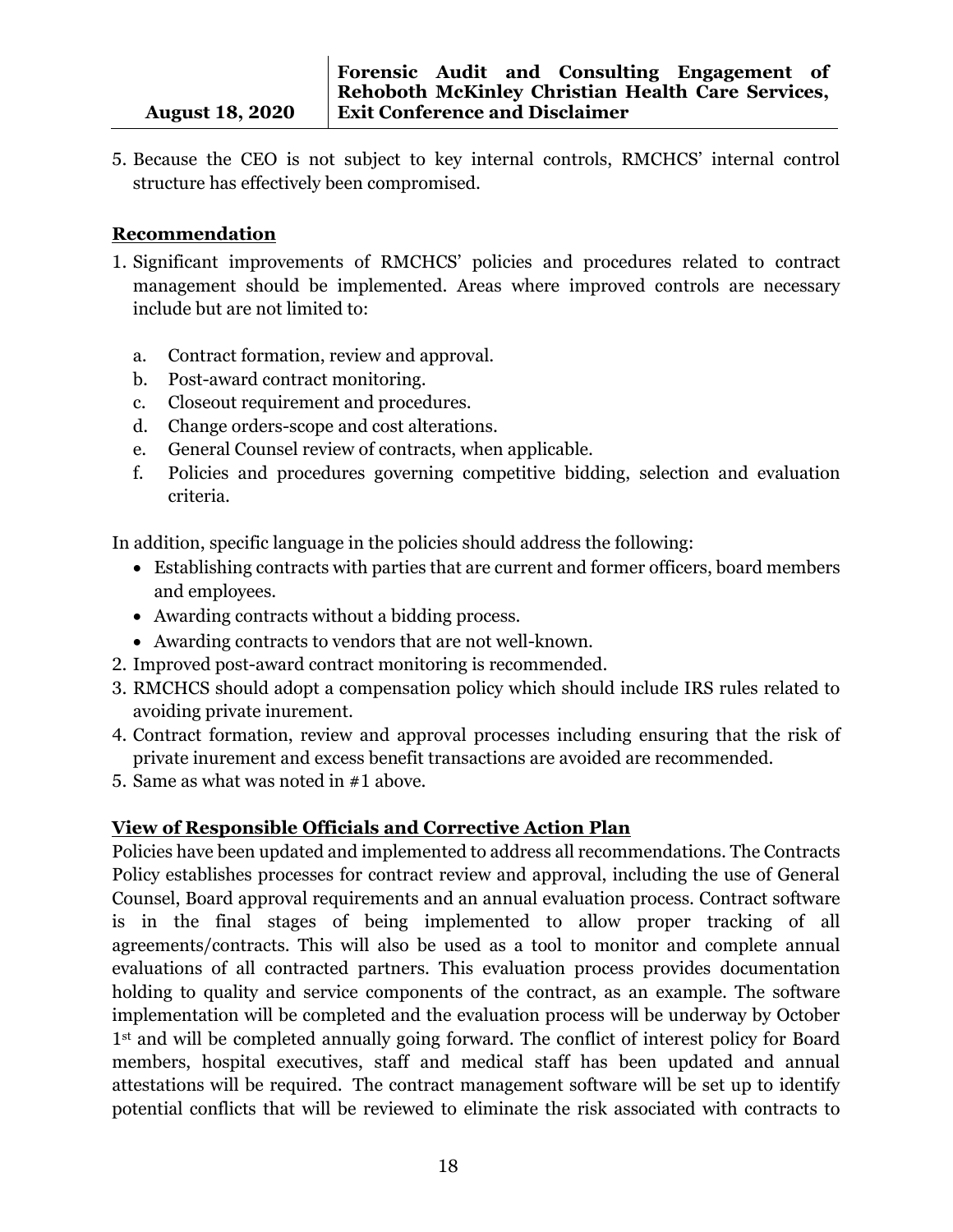5. Because the CEO is not subject to key internal controls, RMCHCS' internal control structure has effectively been compromised.

**Recommendation**

1. Significant improvements of RMCHCS' policies and procedures related to contract management should be implemented. Areas where improved controls are necessary include but are not limited to:

   a. Contract formation, review and approval.
   b. Post-award contract monitoring.
   c. Closeout requirement and procedures.
   d. Change orders-scope and cost alterations.
   e. General Counsel review of contracts, when applicable.
   f. Policies and procedures governing competitive bidding, selection and evaluation criteria.

In addition, specific language in the policies should address the following:

- Establishing contracts with parties that are current and former officers, board members and employees.
- Awarding contracts without a bidding process.
- Awarding contracts to vendors that are not well-known.

2. Improved post-award contract monitoring is recommended.
3. RMCHCS should adopt a compensation policy which should include IRS rules related to avoiding private inurement.
4. Contract formation, review and approval processes including ensuring that the risk of private inurement and excess benefit transactions are avoided are recommended.
5. Same as what was noted in #1 above.

**View of Responsible Officials and Corrective Action Plan**

Policies have been updated and implemented to address all recommendations. The Contracts Policy establishes processes for contract review and approval, including the use of General Counsel, Board approval requirements and an annual evaluation process. Contract software is in the final stages of being implemented to allow proper tracking of all agreements/contracts. This will also be used as a tool to monitor and complete annual evaluations of all contracted partners. This evaluation process provides documentation holding to quality and service components of the contract, as an example. The software implementation will be completed and the evaluation process will be underway by October 1st and will be completed annually going forward. The conflict of interest policy for Board members, hospital executives, staff and medical staff has been updated and annual attestations will be required. The contract management software will be set up to identify potential conflicts that will be reviewed to eliminate the risk associated with contracts to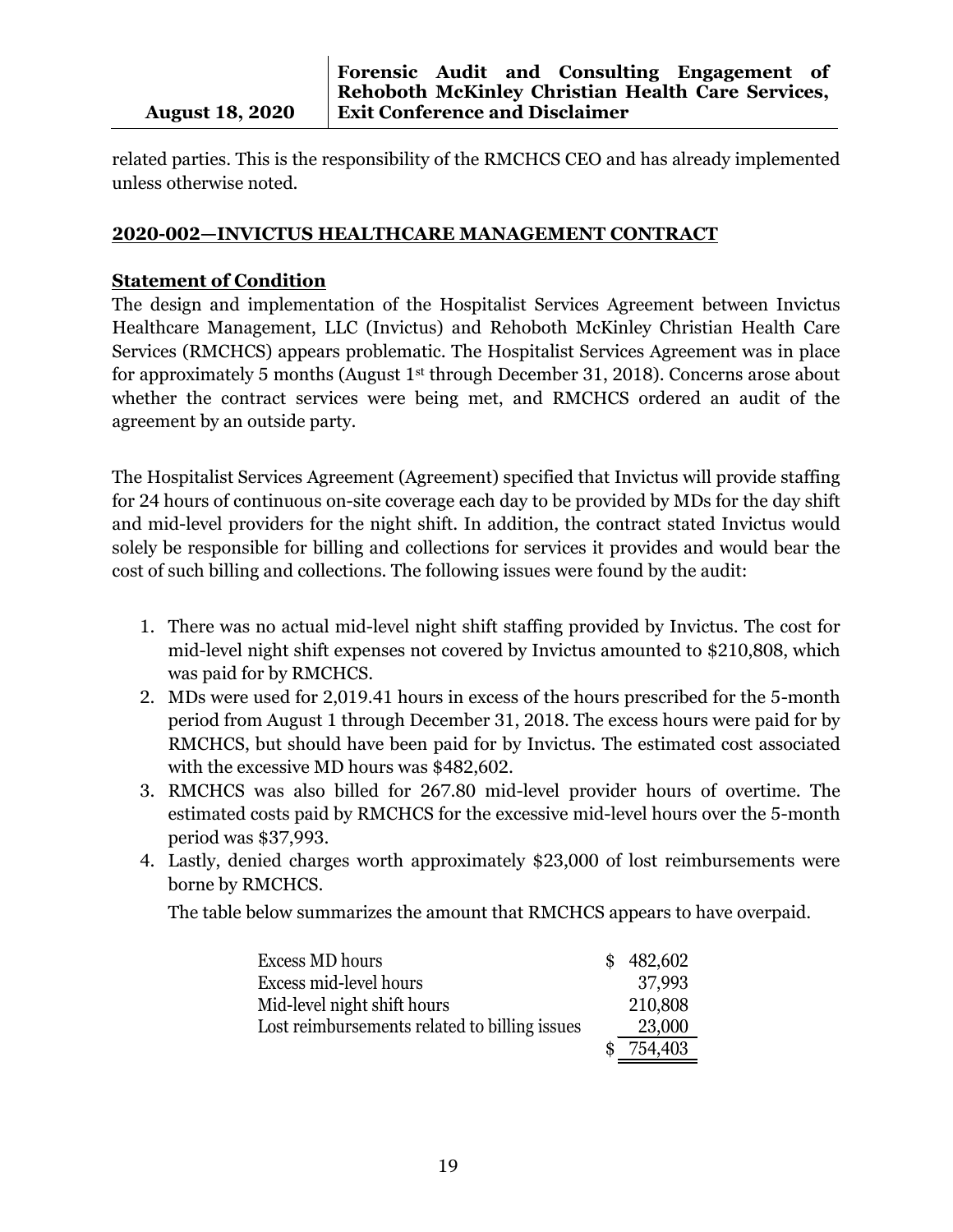related parties. This is the responsibility of the RMCHCS CEO and has already implemented unless otherwise noted.

## 2020-002—INVICTUS HEALTHCARE MANAGEMENT CONTRACT

### Statement of Condition

The design and implementation of the Hospitalist Services Agreement between Invictus Healthcare Management, LLC (Invictus) and Rehoboth McKinley Christian Health Care Services (RMCHCS) appears problematic. The Hospitalist Services Agreement was in place for approximately 5 months (August 1st through December 31, 2018). Concerns arose about whether the contract services were being met, and RMCHCS ordered an audit of the agreement by an outside party.

The Hospitalist Services Agreement (Agreement) specified that Invictus will provide staffing for 24 hours of continuous on-site coverage each day to be provided by MDs for the day shift and mid-level providers for the night shift. In addition, the contract stated Invictus would solely be responsible for billing and collections for services it provides and would bear the cost of such billing and collections. The following issues were found by the audit:

1. There was no actual mid-level night shift staffing provided by Invictus. The cost for mid-level night shift expenses not covered by Invictus amounted to $210,808, which was paid for by RMCHCS.
2. MDs were used for 2,019.41 hours in excess of the hours prescribed for the 5-month period from August 1 through December 31, 2018. The excess hours were paid for by RMCHCS, but should have been paid for by Invictus. The estimated cost associated with the excessive MD hours was $482,602.
3. RMCHCS was also billed for 267.80 mid-level provider hours of overtime. The estimated costs paid by RMCHCS for the excessive mid-level hours over the 5-month period was $37,993.
4. Lastly, denied charges worth approximately $23,000 of lost reimbursements were borne by RMCHCS.

   The table below summarizes the amount that RMCHCS appears to have overpaid.

| | |
|---|---|
| Excess MD hours | $ 482,602 |
| Excess mid-level hours | 37,993 |
| Mid-level night shift hours | 210,808 |
| Lost reimbursements related to billing issues | 23,000 |
| | $ 754,403 |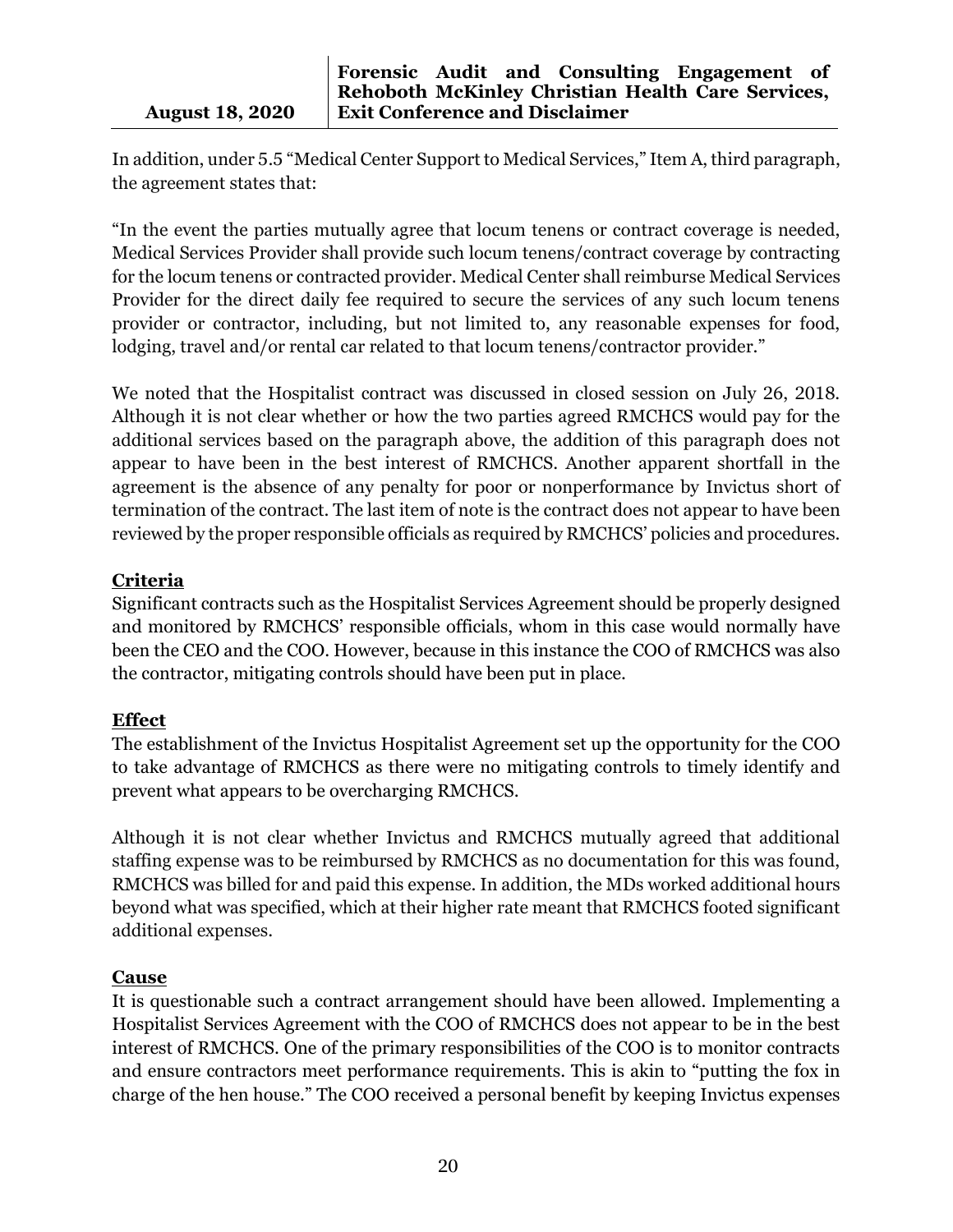In addition, under 5.5 "Medical Center Support to Medical Services," Item A, third paragraph, the agreement states that:

"In the event the parties mutually agree that locum tenens or contract coverage is needed, Medical Services Provider shall provide such locum tenens/contract coverage by contracting for the locum tenens or contracted provider. Medical Center shall reimburse Medical Services Provider for the direct daily fee required to secure the services of any such locum tenens provider or contractor, including, but not limited to, any reasonable expenses for food, lodging, travel and/or rental car related to that locum tenens/contractor provider."

We noted that the Hospitalist contract was discussed in closed session on July 26, 2018. Although it is not clear whether or how the two parties agreed RMCHCS would pay for the additional services based on the paragraph above, the addition of this paragraph does not appear to have been in the best interest of RMCHCS. Another apparent shortfall in the agreement is the absence of any penalty for poor or nonperformance by Invictus short of termination of the contract. The last item of note is the contract does not appear to have been reviewed by the proper responsible officials as required by RMCHCS' policies and procedures.

**Criteria**

Significant contracts such as the Hospitalist Services Agreement should be properly designed and monitored by RMCHCS' responsible officials, whom in this case would normally have been the CEO and the COO. However, because in this instance the COO of RMCHCS was also the contractor, mitigating controls should have been put in place.

**Effect**

The establishment of the Invictus Hospitalist Agreement set up the opportunity for the COO to take advantage of RMCHCS as there were no mitigating controls to timely identify and prevent what appears to be overcharging RMCHCS.

Although it is not clear whether Invictus and RMCHCS mutually agreed that additional staffing expense was to be reimbursed by RMCHCS as no documentation for this was found, RMCHCS was billed for and paid this expense. In addition, the MDs worked additional hours beyond what was specified, which at their higher rate meant that RMCHCS footed significant additional expenses.

**Cause**

It is questionable such a contract arrangement should have been allowed. Implementing a Hospitalist Services Agreement with the COO of RMCHCS does not appear to be in the best interest of RMCHCS. One of the primary responsibilities of the COO is to monitor contracts and ensure contractors meet performance requirements. This is akin to "putting the fox in charge of the hen house." The COO received a personal benefit by keeping Invictus expenses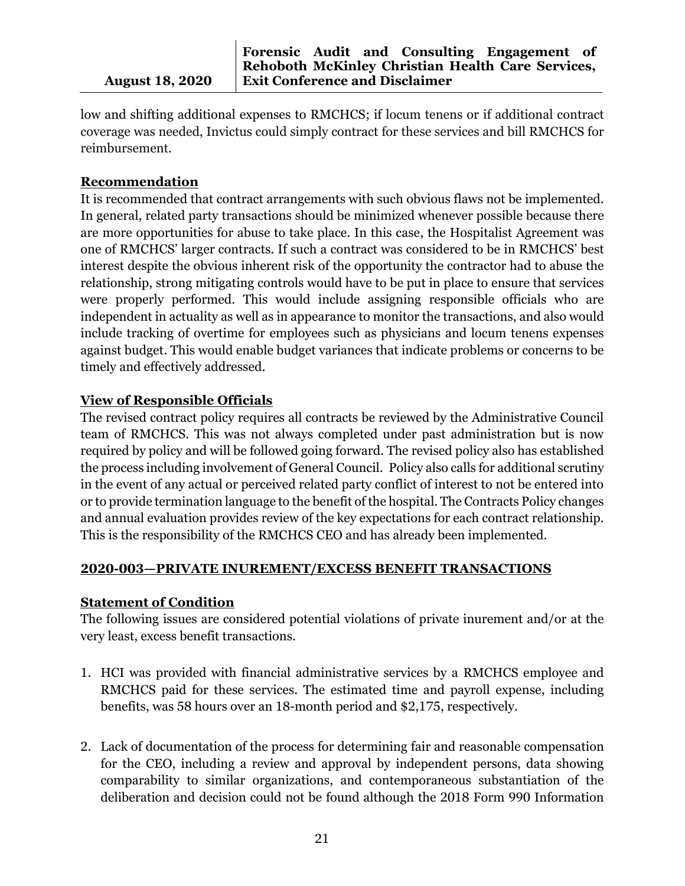low and shifting additional expenses to RMCHCS; if locum tenens or if additional contract coverage was needed, Invictus could simply contract for these services and bill RMCHCS for reimbursement.

**Recommendation**

It is recommended that contract arrangements with such obvious flaws not be implemented. In general, related party transactions should be minimized whenever possible because there are more opportunities for abuse to take place. In this case, the Hospitalist Agreement was one of RMCHCS' larger contracts. If such a contract was considered to be in RMCHCS' best interest despite the obvious inherent risk of the opportunity the contractor had to abuse the relationship, strong mitigating controls would have to be put in place to ensure that services were properly performed. This would include assigning responsible officials who are independent in actuality as well as in appearance to monitor the transactions, and also would include tracking of overtime for employees such as physicians and locum tenens expenses against budget. This would enable budget variances that indicate problems or concerns to be timely and effectively addressed.

**View of Responsible Officials**

The revised contract policy requires all contracts be reviewed by the Administrative Council team of RMCHCS. This was not always completed under past administration but is now required by policy and will be followed going forward. The revised policy also has established the process including involvement of General Council. Policy also calls for additional scrutiny in the event of any actual or perceived related party conflict of interest to not be entered into or to provide termination language to the benefit of the hospital. The Contracts Policy changes and annual evaluation provides review of the key expectations for each contract relationship. This is the responsibility of the RMCHCS CEO and has already been implemented.

## 2020-003—PRIVATE INUREMENT/EXCESS BENEFIT TRANSACTIONS

**Statement of Condition**

The following issues are considered potential violations of private inurement and/or at the very least, excess benefit transactions.

1. HCI was provided with financial administrative services by a RMCHCS employee and RMCHCS paid for these services. The estimated time and payroll expense, including benefits, was 58 hours over an 18-month period and $2,175, respectively.

2. Lack of documentation of the process for determining fair and reasonable compensation for the CEO, including a review and approval by independent persons, data showing comparability to similar organizations, and contemporaneous substantiation of the deliberation and decision could not be found although the 2018 Form 990 Information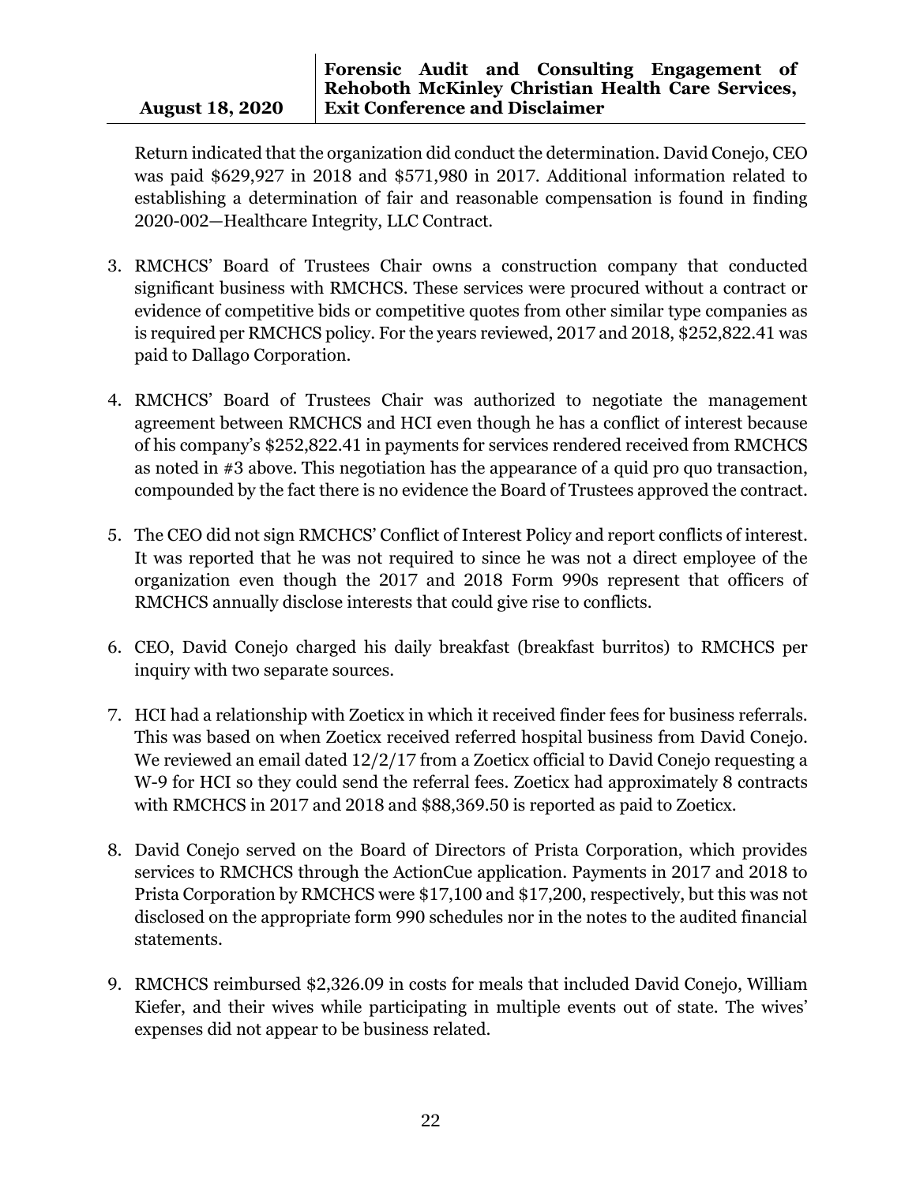Return indicated that the organization did conduct the determination. David Conejo, CEO was paid $629,927 in 2018 and $571,980 in 2017. Additional information related to establishing a determination of fair and reasonable compensation is found in finding 2020-002—Healthcare Integrity, LLC Contract.

3. RMCHCS' Board of Trustees Chair owns a construction company that conducted significant business with RMCHCS. These services were procured without a contract or evidence of competitive bids or competitive quotes from other similar type companies as is required per RMCHCS policy. For the years reviewed, 2017 and 2018, $252,822.41 was paid to Dallago Corporation.

4. RMCHCS' Board of Trustees Chair was authorized to negotiate the management agreement between RMCHCS and HCI even though he has a conflict of interest because of his company's $252,822.41 in payments for services rendered received from RMCHCS as noted in #3 above. This negotiation has the appearance of a quid pro quo transaction, compounded by the fact there is no evidence the Board of Trustees approved the contract.

5. The CEO did not sign RMCHCS' Conflict of Interest Policy and report conflicts of interest. It was reported that he was not required to since he was not a direct employee of the organization even though the 2017 and 2018 Form 990s represent that officers of RMCHCS annually disclose interests that could give rise to conflicts.

6. CEO, David Conejo charged his daily breakfast (breakfast burritos) to RMCHCS per inquiry with two separate sources.

7. HCI had a relationship with Zoeticx in which it received finder fees for business referrals. This was based on when Zoeticx received referred hospital business from David Conejo. We reviewed an email dated 12/2/17 from a Zoeticx official to David Conejo requesting a W-9 for HCI so they could send the referral fees. Zoeticx had approximately 8 contracts with RMCHCS in 2017 and 2018 and $88,369.50 is reported as paid to Zoeticx.

8. David Conejo served on the Board of Directors of Prista Corporation, which provides services to RMCHCS through the ActionCue application. Payments in 2017 and 2018 to Prista Corporation by RMCHCS were $17,100 and $17,200, respectively, but this was not disclosed on the appropriate form 990 schedules nor in the notes to the audited financial statements.

9. RMCHCS reimbursed $2,326.09 in costs for meals that included David Conejo, William Kiefer, and their wives while participating in multiple events out of state. The wives' expenses did not appear to be business related.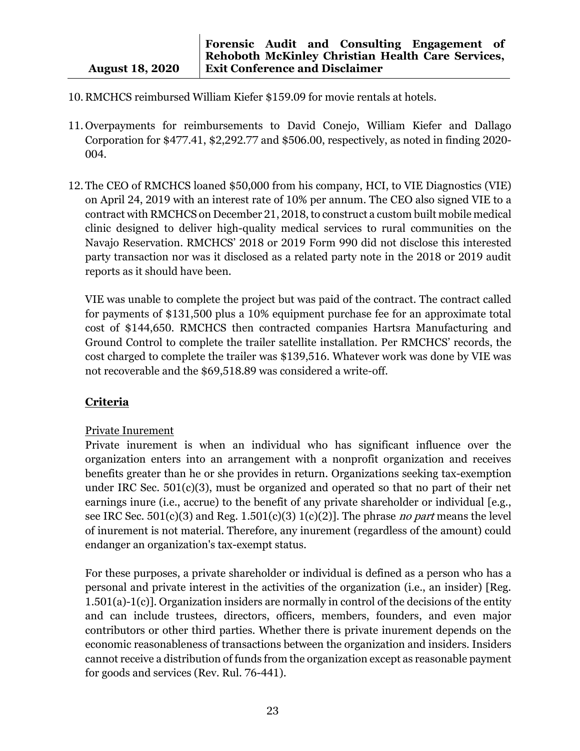10. RMCHCS reimbursed William Kiefer $159.09 for movie rentals at hotels.

11. Overpayments for reimbursements to David Conejo, William Kiefer and Dallago Corporation for $477.41, $2,292.77 and $506.00, respectively, as noted in finding 2020-004.

12. The CEO of RMCHCS loaned $50,000 from his company, HCI, to VIE Diagnostics (VIE) on April 24, 2019 with an interest rate of 10% per annum. The CEO also signed VIE to a contract with RMCHCS on December 21, 2018, to construct a custom built mobile medical clinic designed to deliver high-quality medical services to rural communities on the Navajo Reservation. RMCHCS' 2018 or 2019 Form 990 did not disclose this interested party transaction nor was it disclosed as a related party note in the 2018 or 2019 audit reports as it should have been.

    VIE was unable to complete the project but was paid of the contract. The contract called for payments of $131,500 plus a 10% equipment purchase fee for an approximate total cost of $144,650. RMCHCS then contracted companies Hartsra Manufacturing and Ground Control to complete the trailer satellite installation. Per RMCHCS' records, the cost charged to complete the trailer was $139,516. Whatever work was done by VIE was not recoverable and the $69,518.89 was considered a write-off.

**Criteria**

Private Inurement

Private inurement is when an individual who has significant influence over the organization enters into an arrangement with a nonprofit organization and receives benefits greater than he or she provides in return. Organizations seeking tax-exemption under IRC Sec. 501(c)(3), must be organized and operated so that no part of their net earnings inure (i.e., accrue) to the benefit of any private shareholder or individual [e.g., see IRC Sec. 501(c)(3) and Reg. 1.501(c)(3) 1(c)(2)]. The phrase *no part* means the level of inurement is not material. Therefore, any inurement (regardless of the amount) could endanger an organization's tax-exempt status.

For these purposes, a private shareholder or individual is defined as a person who has a personal and private interest in the activities of the organization (i.e., an insider) [Reg. 1.501(a)-1(c)]. Organization insiders are normally in control of the decisions of the entity and can include trustees, directors, officers, members, founders, and even major contributors or other third parties. Whether there is private inurement depends on the economic reasonableness of transactions between the organization and insiders. Insiders cannot receive a distribution of funds from the organization except as reasonable payment for goods and services (Rev. Rul. 76-441).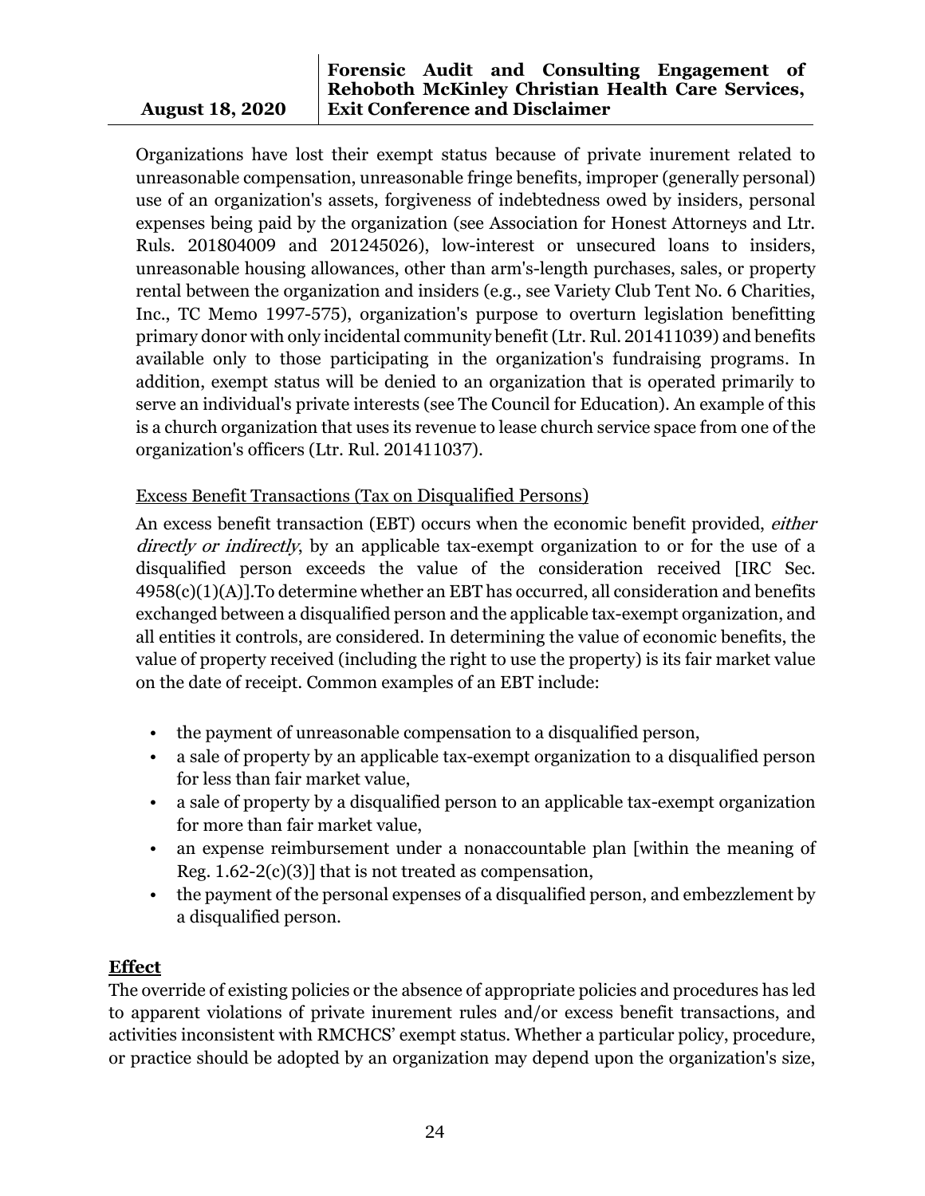Organizations have lost their exempt status because of private inurement related to unreasonable compensation, unreasonable fringe benefits, improper (generally personal) use of an organization's assets, forgiveness of indebtedness owed by insiders, personal expenses being paid by the organization (see Association for Honest Attorneys and Ltr. Ruls. 201804009 and 201245026), low-interest or unsecured loans to insiders, unreasonable housing allowances, other than arm's-length purchases, sales, or property rental between the organization and insiders (e.g., see Variety Club Tent No. 6 Charities, Inc., TC Memo 1997-575), organization's purpose to overturn legislation benefitting primary donor with only incidental community benefit (Ltr. Rul. 201411039) and benefits available only to those participating in the organization's fundraising programs. In addition, exempt status will be denied to an organization that is operated primarily to serve an individual's private interests (see The Council for Education). An example of this is a church organization that uses its revenue to lease church service space from one of the organization's officers (Ltr. Rul. 201411037).

Excess Benefit Transactions (Tax on Disqualified Persons)

An excess benefit transaction (EBT) occurs when the economic benefit provided, *either directly or indirectly*, by an applicable tax-exempt organization to or for the use of a disqualified person exceeds the value of the consideration received [IRC Sec. 4958(c)(1)(A)].To determine whether an EBT has occurred, all consideration and benefits exchanged between a disqualified person and the applicable tax-exempt organization, and all entities it controls, are considered. In determining the value of economic benefits, the value of property received (including the right to use the property) is its fair market value on the date of receipt. Common examples of an EBT include:

- the payment of unreasonable compensation to a disqualified person,
- a sale of property by an applicable tax-exempt organization to a disqualified person for less than fair market value,
- a sale of property by a disqualified person to an applicable tax-exempt organization for more than fair market value,
- an expense reimbursement under a nonaccountable plan [within the meaning of Reg. 1.62-2(c)(3)] that is not treated as compensation,
- the payment of the personal expenses of a disqualified person, and embezzlement by a disqualified person.

**Effect**

The override of existing policies or the absence of appropriate policies and procedures has led to apparent violations of private inurement rules and/or excess benefit transactions, and activities inconsistent with RMCHCS' exempt status. Whether a particular policy, procedure, or practice should be adopted by an organization may depend upon the organization's size,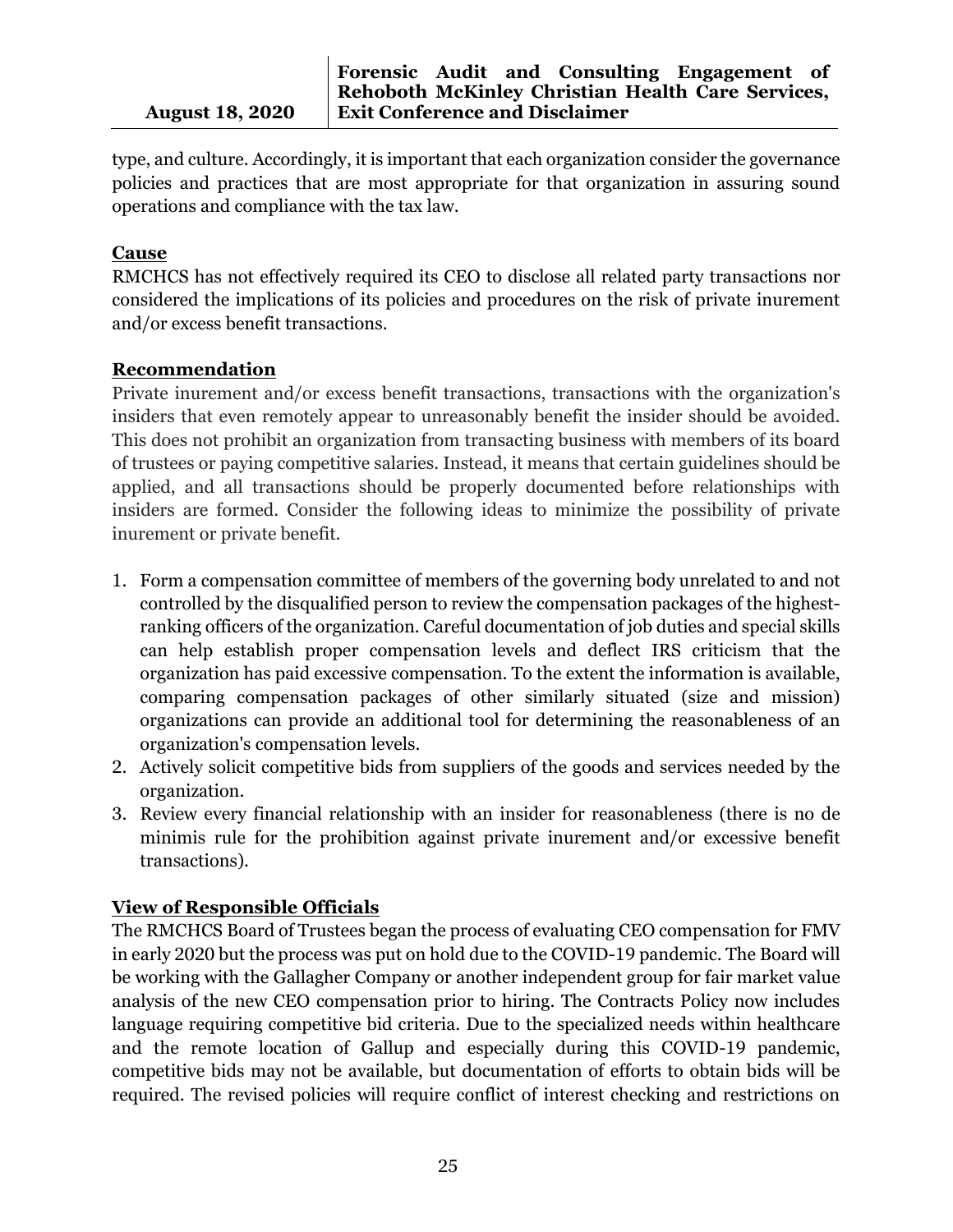type, and culture. Accordingly, it is important that each organization consider the governance policies and practices that are most appropriate for that organization in assuring sound operations and compliance with the tax law.

**Cause**

RMCHCS has not effectively required its CEO to disclose all related party transactions nor considered the implications of its policies and procedures on the risk of private inurement and/or excess benefit transactions.

**Recommendation**

Private inurement and/or excess benefit transactions, transactions with the organization's insiders that even remotely appear to unreasonably benefit the insider should be avoided. This does not prohibit an organization from transacting business with members of its board of trustees or paying competitive salaries. Instead, it means that certain guidelines should be applied, and all transactions should be properly documented before relationships with insiders are formed. Consider the following ideas to minimize the possibility of private inurement or private benefit.

1. Form a compensation committee of members of the governing body unrelated to and not controlled by the disqualified person to review the compensation packages of the highest-ranking officers of the organization. Careful documentation of job duties and special skills can help establish proper compensation levels and deflect IRS criticism that the organization has paid excessive compensation. To the extent the information is available, comparing compensation packages of other similarly situated (size and mission) organizations can provide an additional tool for determining the reasonableness of an organization's compensation levels.
2. Actively solicit competitive bids from suppliers of the goods and services needed by the organization.
3. Review every financial relationship with an insider for reasonableness (there is no de minimis rule for the prohibition against private inurement and/or excessive benefit transactions).

**View of Responsible Officials**

The RMCHCS Board of Trustees began the process of evaluating CEO compensation for FMV in early 2020 but the process was put on hold due to the COVID-19 pandemic. The Board will be working with the Gallagher Company or another independent group for fair market value analysis of the new CEO compensation prior to hiring. The Contracts Policy now includes language requiring competitive bid criteria. Due to the specialized needs within healthcare and the remote location of Gallup and especially during this COVID-19 pandemic, competitive bids may not be available, but documentation of efforts to obtain bids will be required. The revised policies will require conflict of interest checking and restrictions on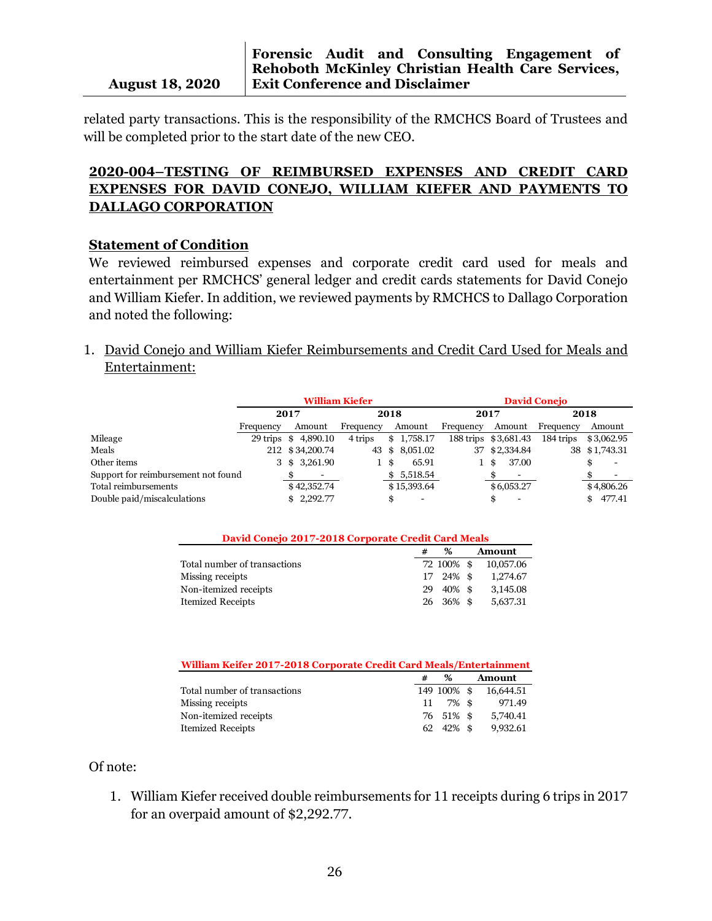related party transactions. This is the responsibility of the RMCHCS Board of Trustees and will be completed prior to the start date of the new CEO.

## 2020-004–TESTING OF REIMBURSED EXPENSES AND CREDIT CARD EXPENSES FOR DAVID CONEJO, WILLIAM KIEFER AND PAYMENTS TO DALLAGO CORPORATION

### Statement of Condition

We reviewed reimbursed expenses and corporate credit card used for meals and entertainment per RMCHCS' general ledger and credit cards statements for David Conejo and William Kiefer. In addition, we reviewed payments by RMCHCS to Dallago Corporation and noted the following:

1. David Conejo and William Kiefer Reimbursements and Credit Card Used for Meals and Entertainment:

| | William Kiefer | | | | David Conejo | | | |
|---|---|---|---|---|---|---|---|---|
| | 2017 | | 2018 | | 2017 | | 2018 | |
| | Frequency | Amount | Frequency | Amount | Frequency | Amount | Frequency | Amount |
| Mileage | 29 trips | $ 4,890.10 | 4 trips | $ 1,758.17 | 188 trips | $ 3,681.43 | 184 trips | $ 3,062.95 |
| Meals | 212 | $ 34,200.74 | 43 | $ 8,051.02 | 37 | $ 2,334.84 | 38 | $ 1,743.31 |
| Other items | 3 | $ 3,261.90 | 1 | $ 65.91 | 1 | $ 37.00 | | $ - |
| Support for reimbursement not found | | $ - | | $ 5,518.54 | | $ - | | $ - |
| Total reimbursements | | $ 42,352.74 | | $ 15,393.64 | | $ 6,053.27 | | $ 4,806.26 |
| Double paid/miscalculations | | $ 2,292.77 | | $ - | | $ - | | $ 477.41 |

**David Conejo 2017-2018 Corporate Credit Card Meals**

| | # | % | Amount |
|---|---|---|---|
| Total number of transactions | 72 | 100% | $ 10,057.06 |
| Missing receipts | 17 | 24% | $ 1,274.67 |
| Non-itemized receipts | 29 | 40% | $ 3,145.08 |
| Itemized Receipts | 26 | 36% | $ 5,637.31 |

**William Keifer 2017-2018 Corporate Credit Card Meals/Entertainment**

| | # | % | Amount |
|---|---|---|---|
| Total number of transactions | 149 | 100% | $ 16,644.51 |
| Missing receipts | 11 | 7% | $ 971.49 |
| Non-itemized receipts | 76 | 51% | $ 5,740.41 |
| Itemized Receipts | 62 | 42% | $ 9,932.61 |

Of note:

1. William Kiefer received double reimbursements for 11 receipts during 6 trips in 2017 for an overpaid amount of $2,292.77.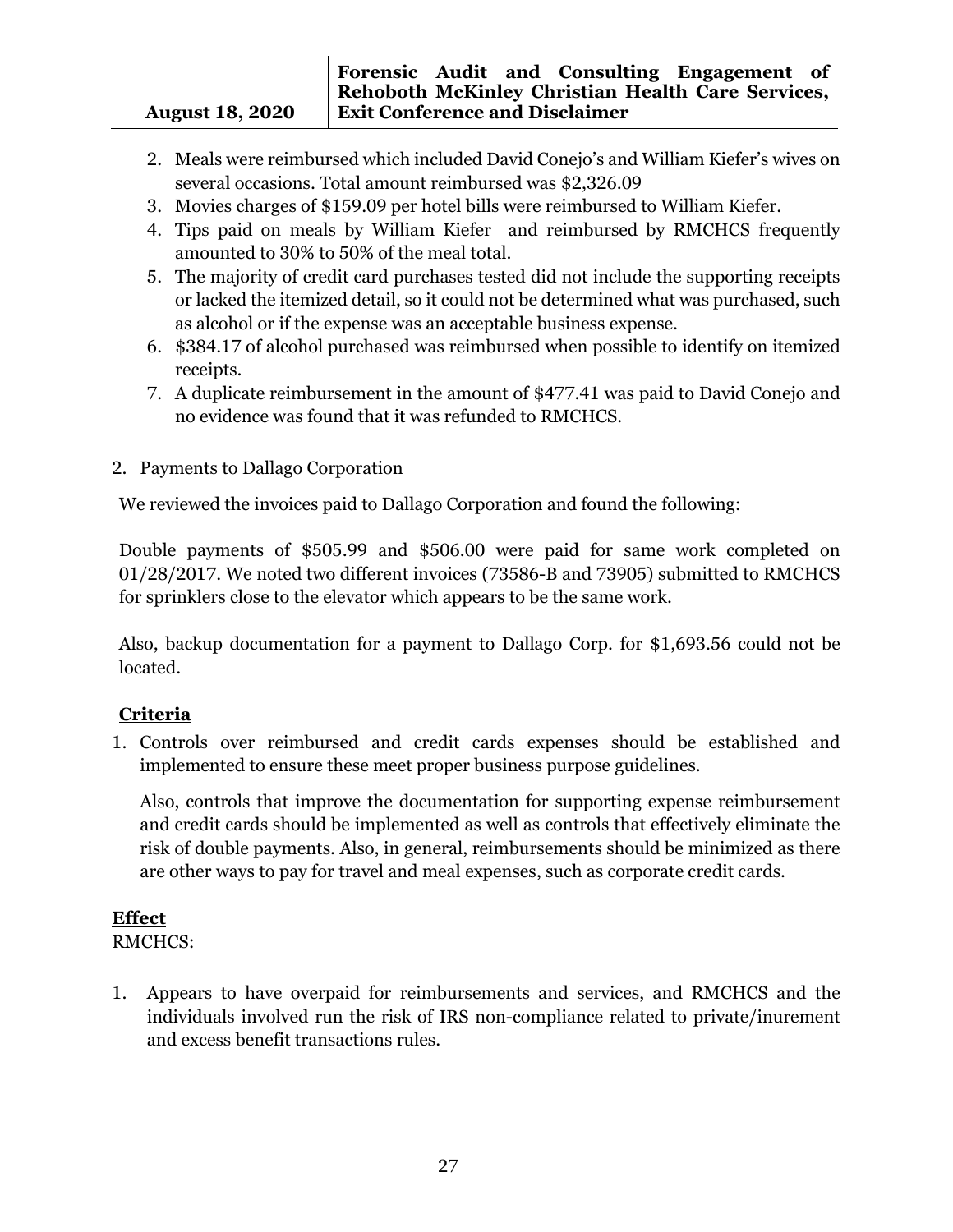2. Meals were reimbursed which included David Conejo's and William Kiefer's wives on several occasions. Total amount reimbursed was $2,326.09
3. Movies charges of $159.09 per hotel bills were reimbursed to William Kiefer.
4. Tips paid on meals by William Kiefer and reimbursed by RMCHCS frequently amounted to 30% to 50% of the meal total.
5. The majority of credit card purchases tested did not include the supporting receipts or lacked the itemized detail, so it could not be determined what was purchased, such as alcohol or if the expense was an acceptable business expense.
6. $384.17 of alcohol purchased was reimbursed when possible to identify on itemized receipts.
7. A duplicate reimbursement in the amount of $477.41 was paid to David Conejo and no evidence was found that it was refunded to RMCHCS.

2. <u>Payments to Dallago Corporation</u>

We reviewed the invoices paid to Dallago Corporation and found the following:

Double payments of $505.99 and $506.00 were paid for same work completed on 01/28/2017. We noted two different invoices (73586-B and 73905) submitted to RMCHCS for sprinklers close to the elevator which appears to be the same work.

Also, backup documentation for a payment to Dallago Corp. for $1,693.56 could not be located.

## Criteria

1. Controls over reimbursed and credit cards expenses should be established and implemented to ensure these meet proper business purpose guidelines.

   Also, controls that improve the documentation for supporting expense reimbursement and credit cards should be implemented as well as controls that effectively eliminate the risk of double payments. Also, in general, reimbursements should be minimized as there are other ways to pay for travel and meal expenses, such as corporate credit cards.

## Effect

RMCHCS:

1. Appears to have overpaid for reimbursements and services, and RMCHCS and the individuals involved run the risk of IRS non-compliance related to private/inurement and excess benefit transactions rules.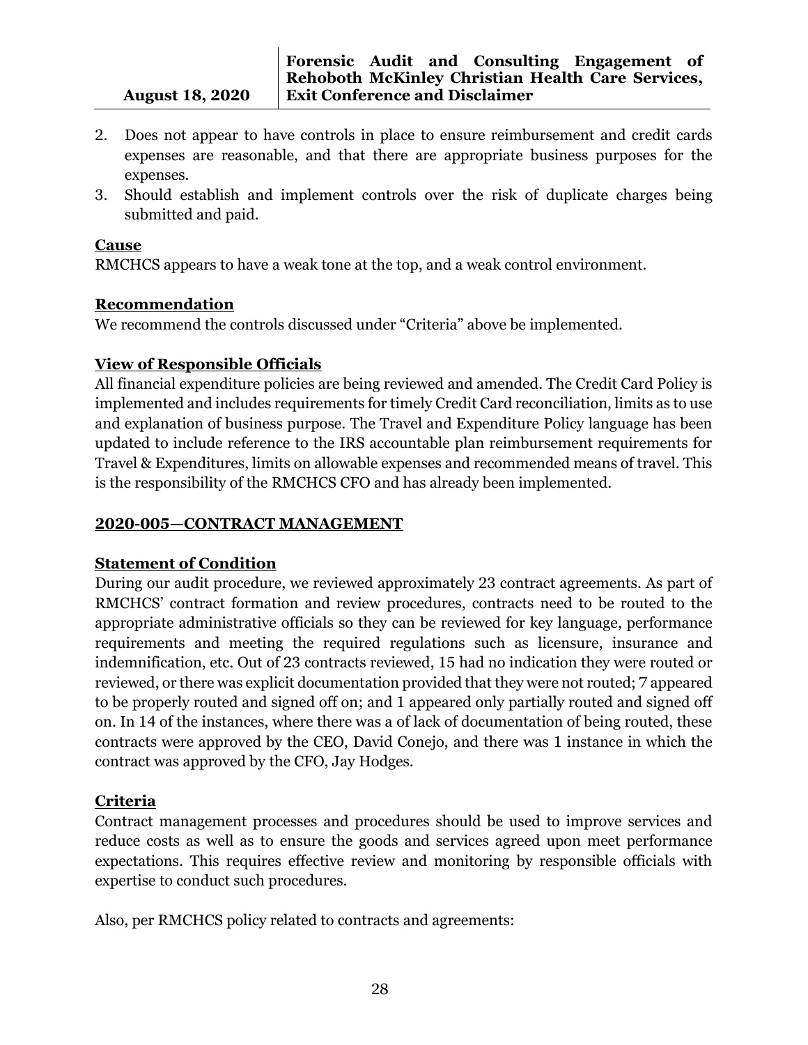2. Does not appear to have controls in place to ensure reimbursement and credit cards expenses are reasonable, and that there are appropriate business purposes for the expenses.
3. Should establish and implement controls over the risk of duplicate charges being submitted and paid.

**Cause**

RMCHCS appears to have a weak tone at the top, and a weak control environment.

**Recommendation**

We recommend the controls discussed under "Criteria" above be implemented.

**View of Responsible Officials**

All financial expenditure policies are being reviewed and amended. The Credit Card Policy is implemented and includes requirements for timely Credit Card reconciliation, limits as to use and explanation of business purpose. The Travel and Expenditure Policy language has been updated to include reference to the IRS accountable plan reimbursement requirements for Travel & Expenditures, limits on allowable expenses and recommended means of travel. This is the responsibility of the RMCHCS CFO and has already been implemented.

## 2020-005—CONTRACT MANAGEMENT

**Statement of Condition**

During our audit procedure, we reviewed approximately 23 contract agreements. As part of RMCHCS' contract formation and review procedures, contracts need to be routed to the appropriate administrative officials so they can be reviewed for key language, performance requirements and meeting the required regulations such as licensure, insurance and indemnification, etc. Out of 23 contracts reviewed, 15 had no indication they were routed or reviewed, or there was explicit documentation provided that they were not routed; 7 appeared to be properly routed and signed off on; and 1 appeared only partially routed and signed off on. In 14 of the instances, where there was a of lack of documentation of being routed, these contracts were approved by the CEO, David Conejo, and there was 1 instance in which the contract was approved by the CFO, Jay Hodges.

**Criteria**

Contract management processes and procedures should be used to improve services and reduce costs as well as to ensure the goods and services agreed upon meet performance expectations. This requires effective review and monitoring by responsible officials with expertise to conduct such procedures.

Also, per RMCHCS policy related to contracts and agreements: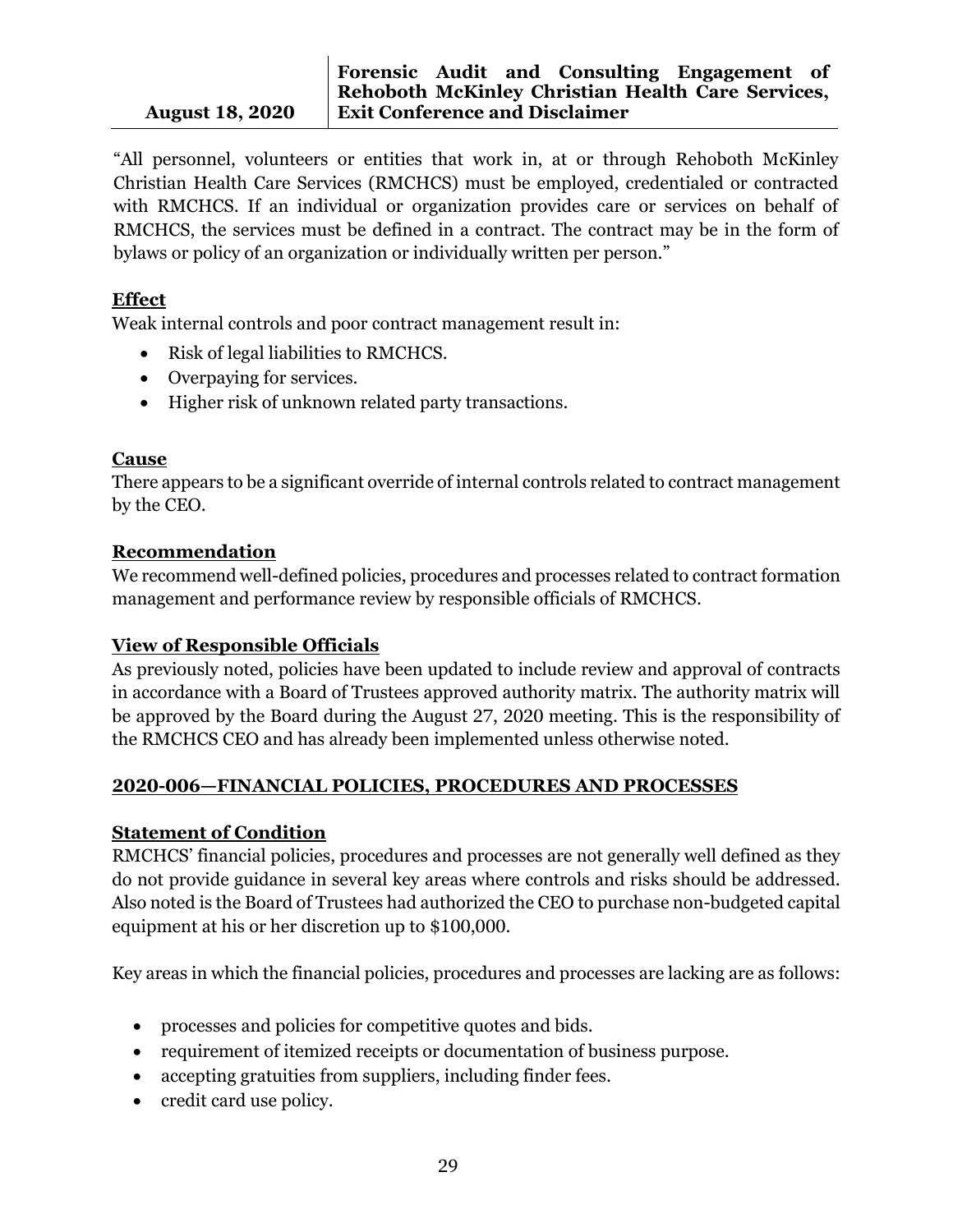"All personnel, volunteers or entities that work in, at or through Rehoboth McKinley Christian Health Care Services (RMCHCS) must be employed, credentialed or contracted with RMCHCS. If an individual or organization provides care or services on behalf of RMCHCS, the services must be defined in a contract. The contract may be in the form of bylaws or policy of an organization or individually written per person."

**Effect**

Weak internal controls and poor contract management result in:

- Risk of legal liabilities to RMCHCS.
- Overpaying for services.
- Higher risk of unknown related party transactions.

**Cause**

There appears to be a significant override of internal controls related to contract management by the CEO.

**Recommendation**

We recommend well-defined policies, procedures and processes related to contract formation management and performance review by responsible officials of RMCHCS.

**View of Responsible Officials**

As previously noted, policies have been updated to include review and approval of contracts in accordance with a Board of Trustees approved authority matrix. The authority matrix will be approved by the Board during the August 27, 2020 meeting. This is the responsibility of the RMCHCS CEO and has already been implemented unless otherwise noted.

## 2020-006—FINANCIAL POLICIES, PROCEDURES AND PROCESSES

**Statement of Condition**

RMCHCS' financial policies, procedures and processes are not generally well defined as they do not provide guidance in several key areas where controls and risks should be addressed. Also noted is the Board of Trustees had authorized the CEO to purchase non-budgeted capital equipment at his or her discretion up to $100,000.

Key areas in which the financial policies, procedures and processes are lacking are as follows:

- processes and policies for competitive quotes and bids.
- requirement of itemized receipts or documentation of business purpose.
- accepting gratuities from suppliers, including finder fees.
- credit card use policy.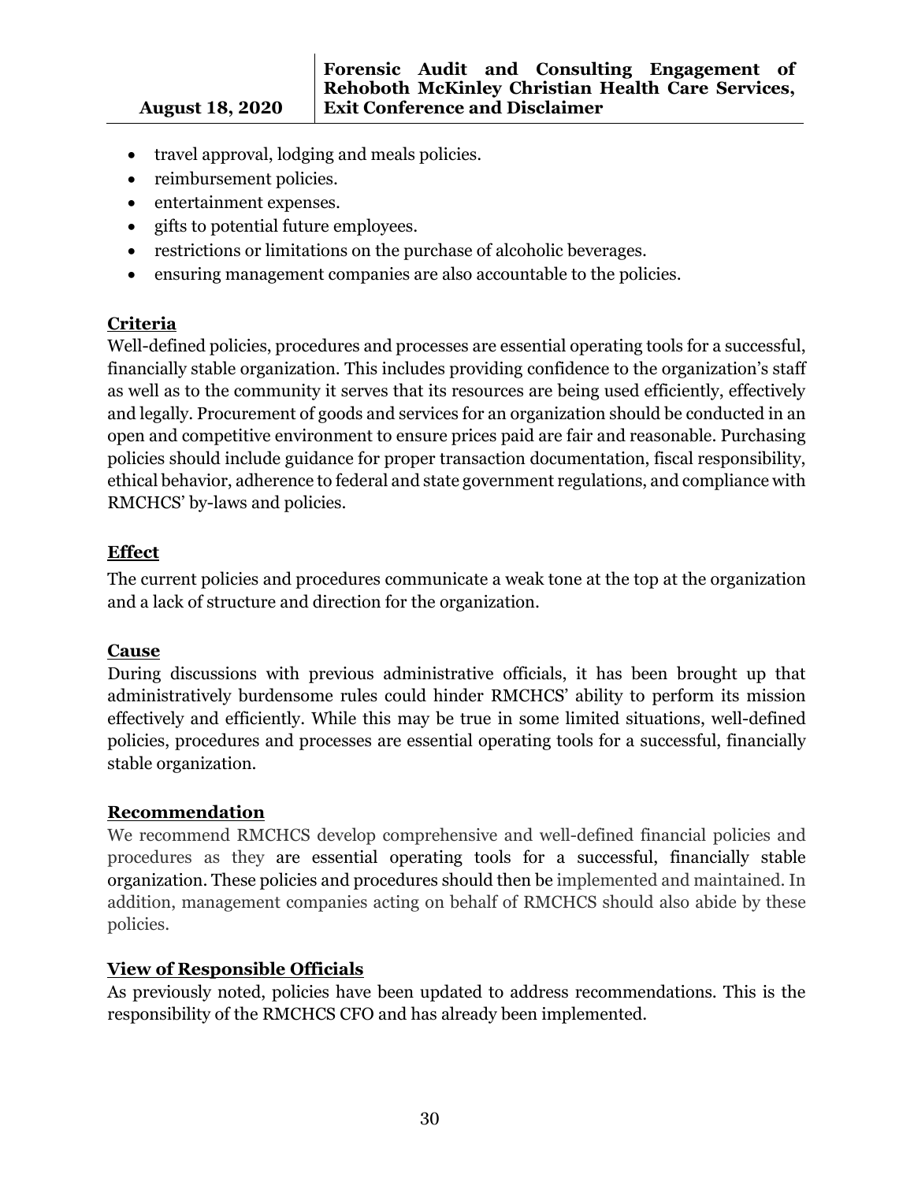- travel approval, lodging and meals policies.
- reimbursement policies.
- entertainment expenses.
- gifts to potential future employees.
- restrictions or limitations on the purchase of alcoholic beverages.
- ensuring management companies are also accountable to the policies.

**Criteria**

Well-defined policies, procedures and processes are essential operating tools for a successful, financially stable organization. This includes providing confidence to the organization's staff as well as to the community it serves that its resources are being used efficiently, effectively and legally. Procurement of goods and services for an organization should be conducted in an open and competitive environment to ensure prices paid are fair and reasonable. Purchasing policies should include guidance for proper transaction documentation, fiscal responsibility, ethical behavior, adherence to federal and state government regulations, and compliance with RMCHCS' by-laws and policies.

**Effect**

The current policies and procedures communicate a weak tone at the top at the organization and a lack of structure and direction for the organization.

**Cause**

During discussions with previous administrative officials, it has been brought up that administratively burdensome rules could hinder RMCHCS' ability to perform its mission effectively and efficiently. While this may be true in some limited situations, well-defined policies, procedures and processes are essential operating tools for a successful, financially stable organization.

**Recommendation**

We recommend RMCHCS develop comprehensive and well-defined financial policies and procedures as they are essential operating tools for a successful, financially stable organization. These policies and procedures should then be implemented and maintained. In addition, management companies acting on behalf of RMCHCS should also abide by these policies.

**View of Responsible Officials**

As previously noted, policies have been updated to address recommendations. This is the responsibility of the RMCHCS CFO and has already been implemented.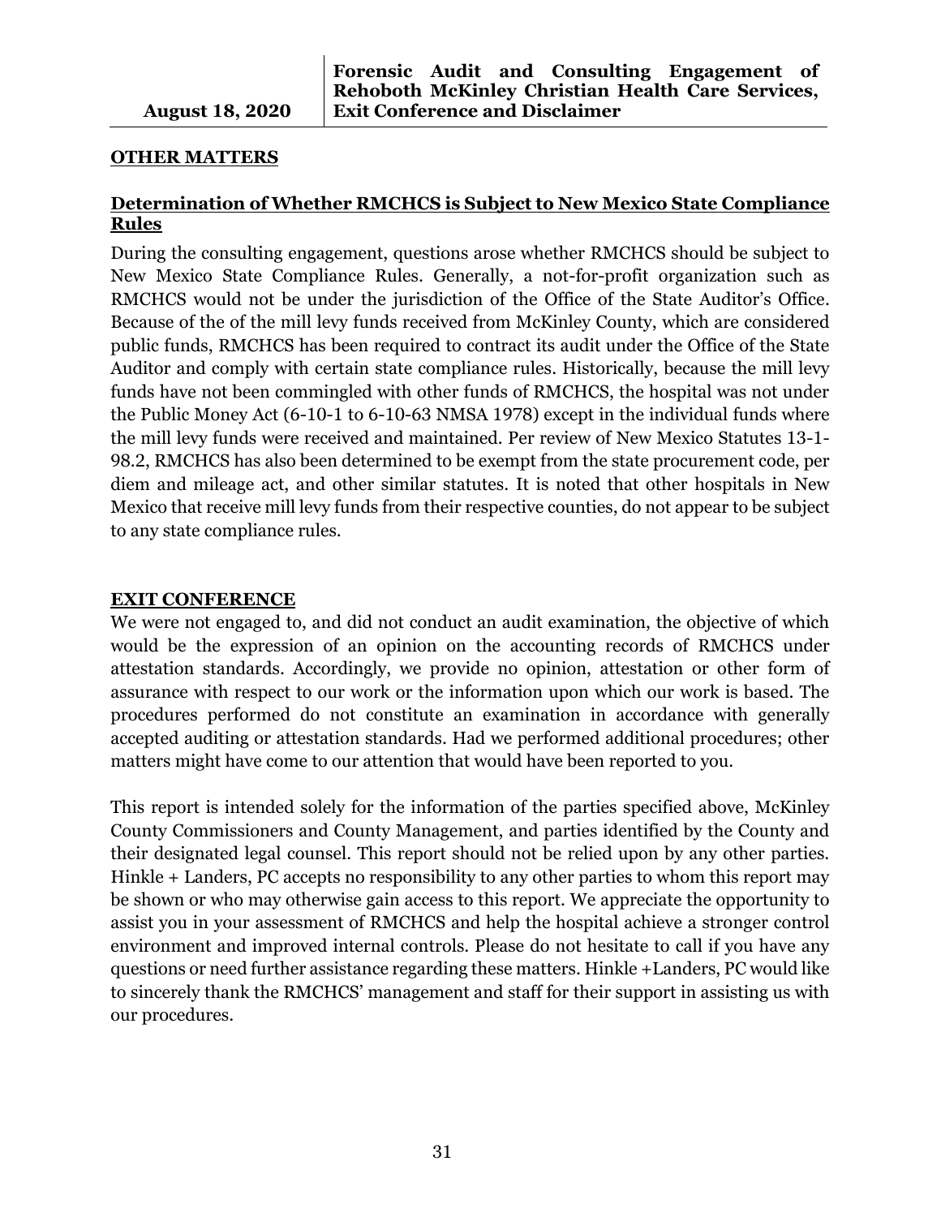## OTHER MATTERS

### Determination of Whether RMCHCS is Subject to New Mexico State Compliance Rules

During the consulting engagement, questions arose whether RMCHCS should be subject to New Mexico State Compliance Rules. Generally, a not-for-profit organization such as RMCHCS would not be under the jurisdiction of the Office of the State Auditor's Office. Because of the of the mill levy funds received from McKinley County, which are considered public funds, RMCHCS has been required to contract its audit under the Office of the State Auditor and comply with certain state compliance rules. Historically, because the mill levy funds have not been commingled with other funds of RMCHCS, the hospital was not under the Public Money Act (6-10-1 to 6-10-63 NMSA 1978) except in the individual funds where the mill levy funds were received and maintained. Per review of New Mexico Statutes 13-1-98.2, RMCHCS has also been determined to be exempt from the state procurement code, per diem and mileage act, and other similar statutes. It is noted that other hospitals in New Mexico that receive mill levy funds from their respective counties, do not appear to be subject to any state compliance rules.

## EXIT CONFERENCE

We were not engaged to, and did not conduct an audit examination, the objective of which would be the expression of an opinion on the accounting records of RMCHCS under attestation standards. Accordingly, we provide no opinion, attestation or other form of assurance with respect to our work or the information upon which our work is based. The procedures performed do not constitute an examination in accordance with generally accepted auditing or attestation standards. Had we performed additional procedures; other matters might have come to our attention that would have been reported to you.

This report is intended solely for the information of the parties specified above, McKinley County Commissioners and County Management, and parties identified by the County and their designated legal counsel. This report should not be relied upon by any other parties. Hinkle + Landers, PC accepts no responsibility to any other parties to whom this report may be shown or who may otherwise gain access to this report. We appreciate the opportunity to assist you in your assessment of RMCHCS and help the hospital achieve a stronger control environment and improved internal controls. Please do not hesitate to call if you have any questions or need further assistance regarding these matters. Hinkle +Landers, PC would like to sincerely thank the RMCHCS' management and staff for their support in assisting us with our procedures.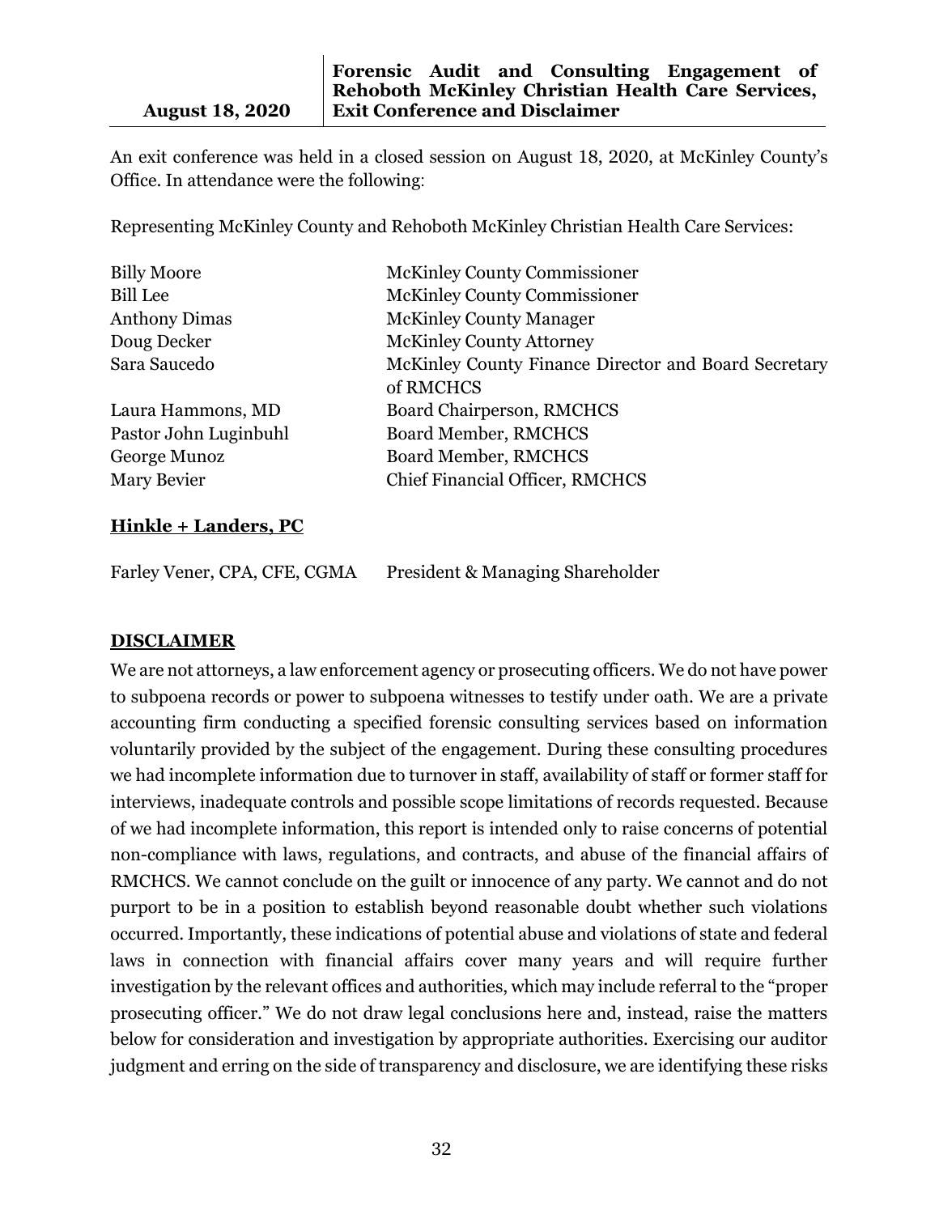| August 18, 2020 | **Forensic Audit and Consulting Engagement of Rehoboth McKinley Christian Health Care Services, Exit Conference and Disclaimer** |
|---|---|

An exit conference was held in a closed session on August 18, 2020, at McKinley County's Office. In attendance were the following:

Representing McKinley County and Rehoboth McKinley Christian Health Care Services:

| | |
|---|---|
| Billy Moore | McKinley County Commissioner |
| Bill Lee | McKinley County Commissioner |
| Anthony Dimas | McKinley County Manager |
| Doug Decker | McKinley County Attorney |
| Sara Saucedo | McKinley County Finance Director and Board Secretary of RMCHCS |
| Laura Hammons, MD | Board Chairperson, RMCHCS |
| Pastor John Luginbuhl | Board Member, RMCHCS |
| George Munoz | Board Member, RMCHCS |
| Mary Bevier | Chief Financial Officer, RMCHCS |

**Hinkle + Landers, PC**

| | |
|---|---|
| Farley Vener, CPA, CFE, CGMA | President & Managing Shareholder |

**DISCLAIMER**

We are not attorneys, a law enforcement agency or prosecuting officers. We do not have power to subpoena records or power to subpoena witnesses to testify under oath. We are a private accounting firm conducting a specified forensic consulting services based on information voluntarily provided by the subject of the engagement. During these consulting procedures we had incomplete information due to turnover in staff, availability of staff or former staff for interviews, inadequate controls and possible scope limitations of records requested. Because of we had incomplete information, this report is intended only to raise concerns of potential non-compliance with laws, regulations, and contracts, and abuse of the financial affairs of RMCHCS. We cannot conclude on the guilt or innocence of any party. We cannot and do not purport to be in a position to establish beyond reasonable doubt whether such violations occurred. Importantly, these indications of potential abuse and violations of state and federal laws in connection with financial affairs cover many years and will require further investigation by the relevant offices and authorities, which may include referral to the "proper prosecuting officer." We do not draw legal conclusions here and, instead, raise the matters below for consideration and investigation by appropriate authorities. Exercising our auditor judgment and erring on the side of transparency and disclosure, we are identifying these risks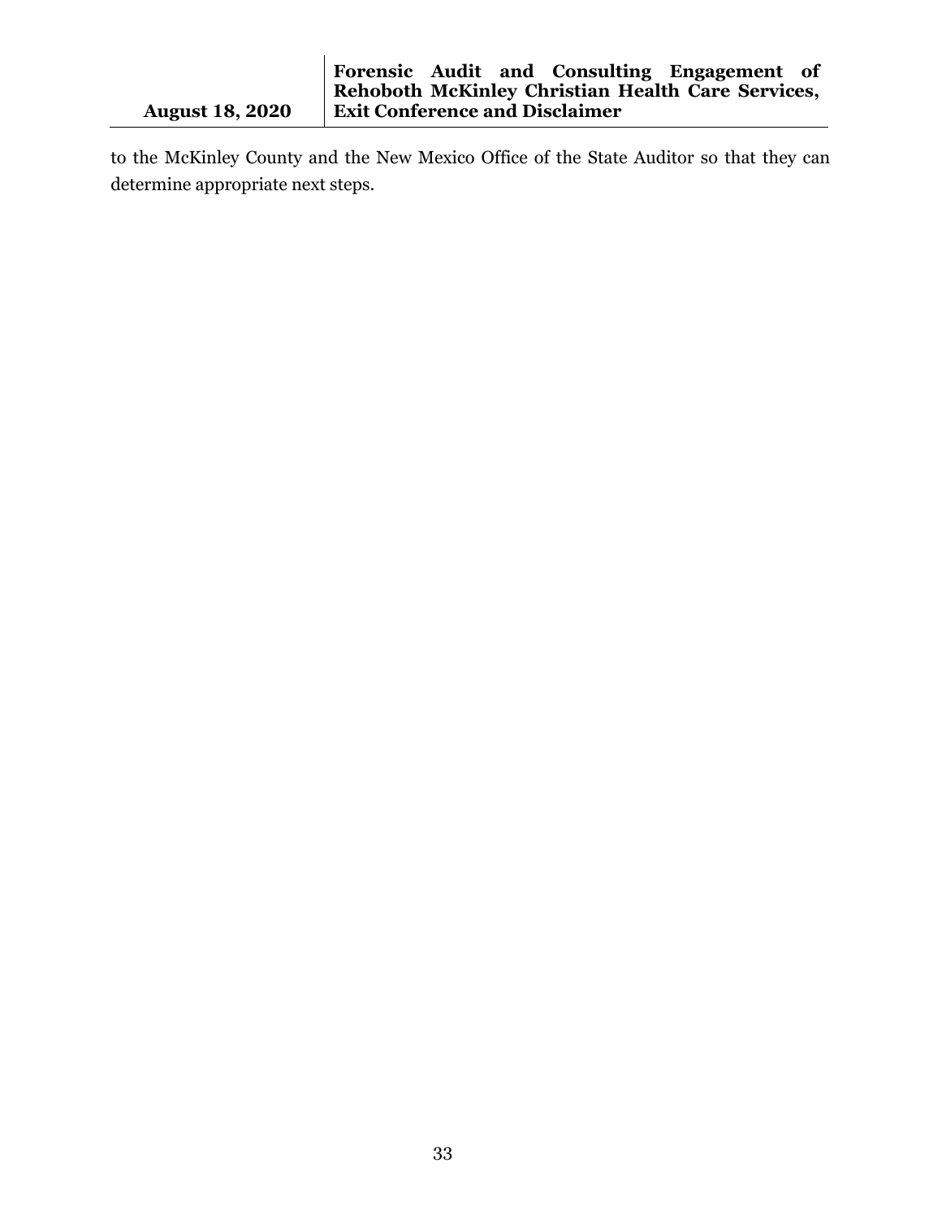to the McKinley County and the New Mexico Office of the State Auditor so that they can determine appropriate next steps.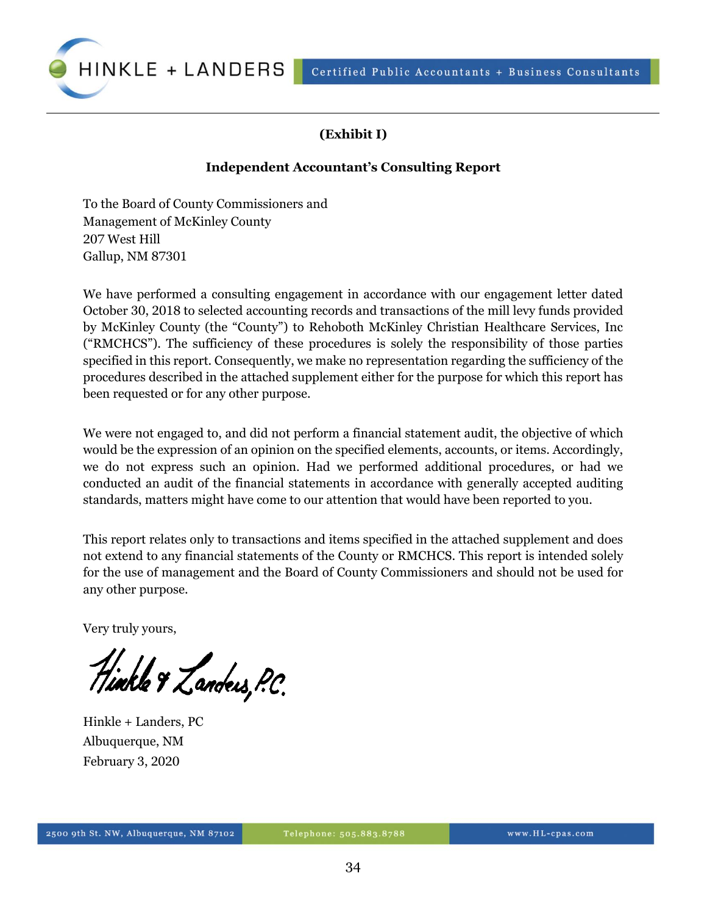**(Exhibit I)**

**Independent Accountant's Consulting Report**

To the Board of County Commissioners and
Management of McKinley County
207 West Hill
Gallup, NM 87301

We have performed a consulting engagement in accordance with our engagement letter dated October 30, 2018 to selected accounting records and transactions of the mill levy funds provided by McKinley County (the "County") to Rehoboth McKinley Christian Healthcare Services, Inc ("RMCHCS"). The sufficiency of these procedures is solely the responsibility of those parties specified in this report. Consequently, we make no representation regarding the sufficiency of the procedures described in the attached supplement either for the purpose for which this report has been requested or for any other purpose.

We were not engaged to, and did not perform a financial statement audit, the objective of which would be the expression of an opinion on the specified elements, accounts, or items. Accordingly, we do not express such an opinion. Had we performed additional procedures, or had we conducted an audit of the financial statements in accordance with generally accepted auditing standards, matters might have come to our attention that would have been reported to you.

This report relates only to transactions and items specified in the attached supplement and does not extend to any financial statements of the County or RMCHCS. This report is intended solely for the use of management and the Board of County Commissioners and should not be used for any other purpose.

Very truly yours,

Hinkle & Landers, P.C.

Hinkle + Landers, PC
Albuquerque, NM
February 3, 2020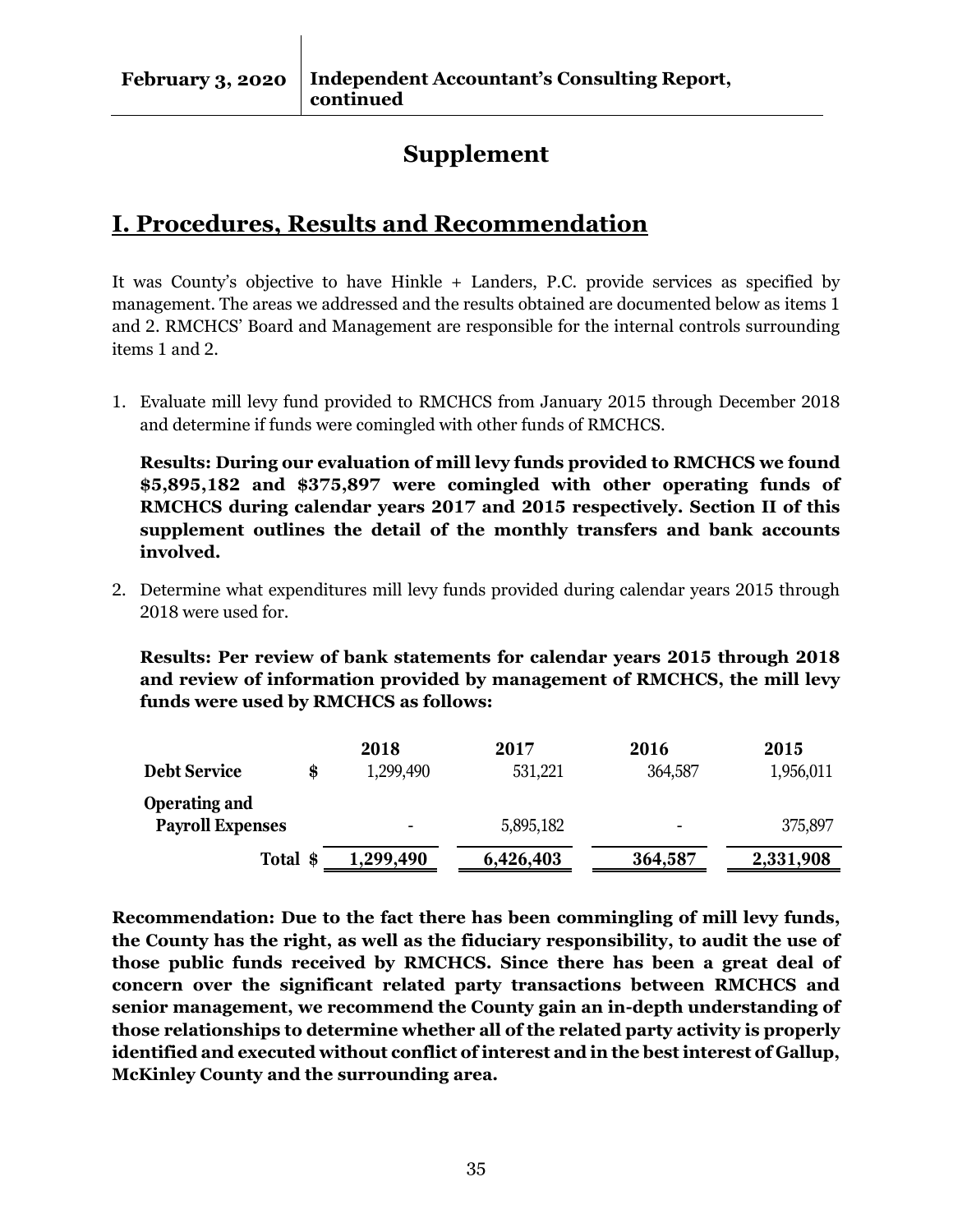# Supplement

## I. Procedures, Results and Recommendation

It was County's objective to have Hinkle + Landers, P.C. provide services as specified by management. The areas we addressed and the results obtained are documented below as items 1 and 2. RMCHCS' Board and Management are responsible for the internal controls surrounding items 1 and 2.

1. Evaluate mill levy fund provided to RMCHCS from January 2015 through December 2018 and determine if funds were comingled with other funds of RMCHCS.

   **Results: During our evaluation of mill levy funds provided to RMCHCS we found $5,895,182 and $375,897 were comingled with other operating funds of RMCHCS during calendar years 2017 and 2015 respectively. Section II of this supplement outlines the detail of the monthly transfers and bank accounts involved.**

2. Determine what expenditures mill levy funds provided during calendar years 2015 through 2018 were used for.

   **Results: Per review of bank statements for calendar years 2015 through 2018 and review of information provided by management of RMCHCS, the mill levy funds were used by RMCHCS as follows:**

| | 2018 | 2017 | 2016 | 2015 |
|---|---|---|---|---|
| **Debt Service** | $ 1,299,490 | 531,221 | 364,587 | 1,956,011 |
| **Operating and Payroll Expenses** | - | 5,895,182 | - | 375,897 |
| **Total** | **$ 1,299,490** | **6,426,403** | **364,587** | **2,331,908** |

**Recommendation: Due to the fact there has been commingling of mill levy funds, the County has the right, as well as the fiduciary responsibility, to audit the use of those public funds received by RMCHCS. Since there has been a great deal of concern over the significant related party transactions between RMCHCS and senior management, we recommend the County gain an in-depth understanding of those relationships to determine whether all of the related party activity is properly identified and executed without conflict of interest and in the best interest of Gallup, McKinley County and the surrounding area.**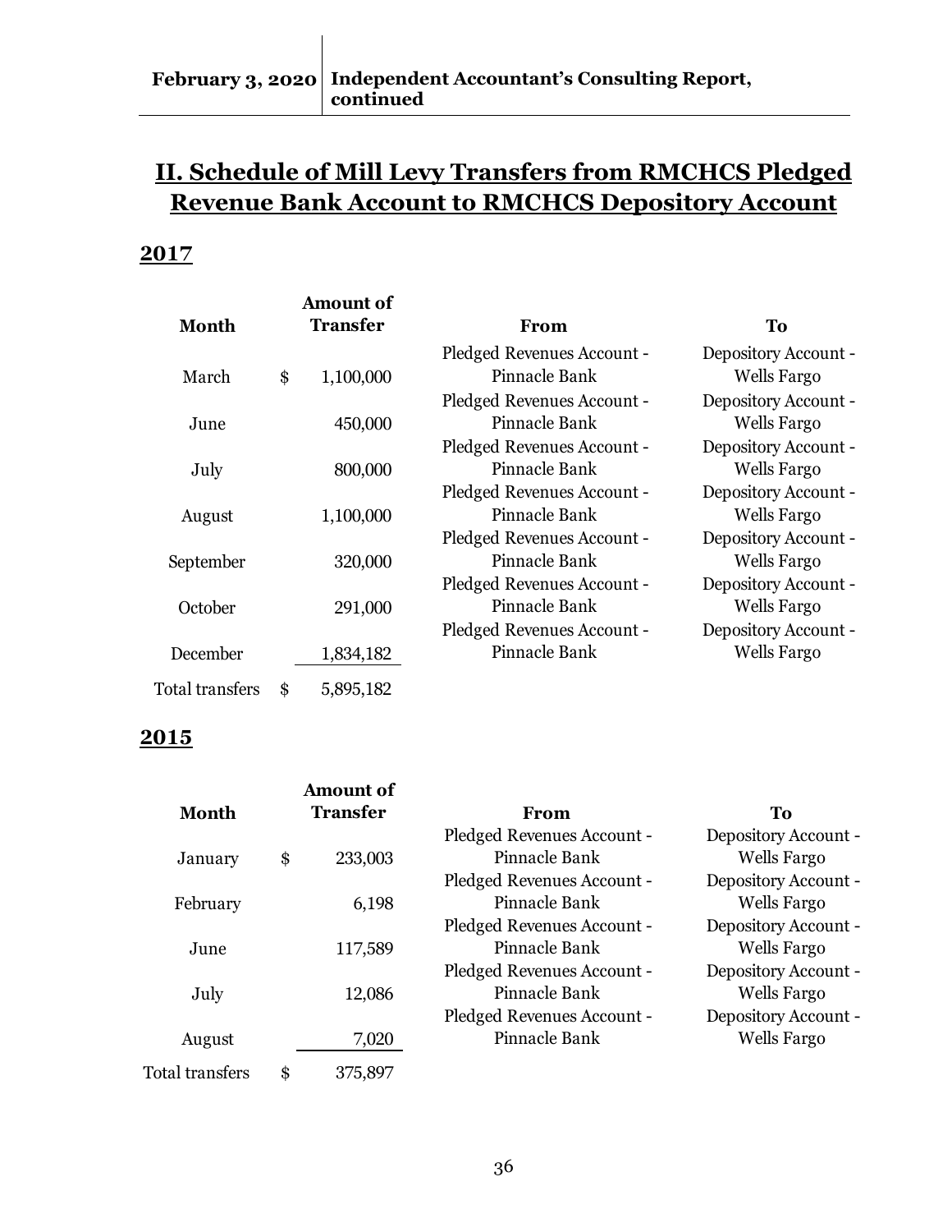## II. Schedule of Mill Levy Transfers from RMCHCS Pledged Revenue Bank Account to RMCHCS Depository Account

### 2017

| Month | Amount of Transfer | From | To |
|---|---|---|---|
| March | $ 1,100,000 | Pledged Revenues Account - Pinnacle Bank | Depository Account - Wells Fargo |
| June | 450,000 | Pledged Revenues Account - Pinnacle Bank | Depository Account - Wells Fargo |
| July | 800,000 | Pledged Revenues Account - Pinnacle Bank | Depository Account - Wells Fargo |
| August | 1,100,000 | Pledged Revenues Account - Pinnacle Bank | Depository Account - Wells Fargo |
| September | 320,000 | Pledged Revenues Account - Pinnacle Bank | Depository Account - Wells Fargo |
| October | 291,000 | Pledged Revenues Account - Pinnacle Bank | Depository Account - Wells Fargo |
| December | 1,834,182 | Pledged Revenues Account - Pinnacle Bank | Depository Account - Wells Fargo |
| Total transfers | $ 5,895,182 | | |

### 2015

| Month | Amount of Transfer | From | To |
|---|---|---|---|
| January | $ 233,003 | Pledged Revenues Account - Pinnacle Bank | Depository Account - Wells Fargo |
| February | 6,198 | Pledged Revenues Account - Pinnacle Bank | Depository Account - Wells Fargo |
| June | 117,589 | Pledged Revenues Account - Pinnacle Bank | Depository Account - Wells Fargo |
| July | 12,086 | Pledged Revenues Account - Pinnacle Bank | Depository Account - Wells Fargo |
| August | 7,020 | Pledged Revenues Account - Pinnacle Bank | Depository Account - Wells Fargo |
| Total transfers | $ 375,897 | | |